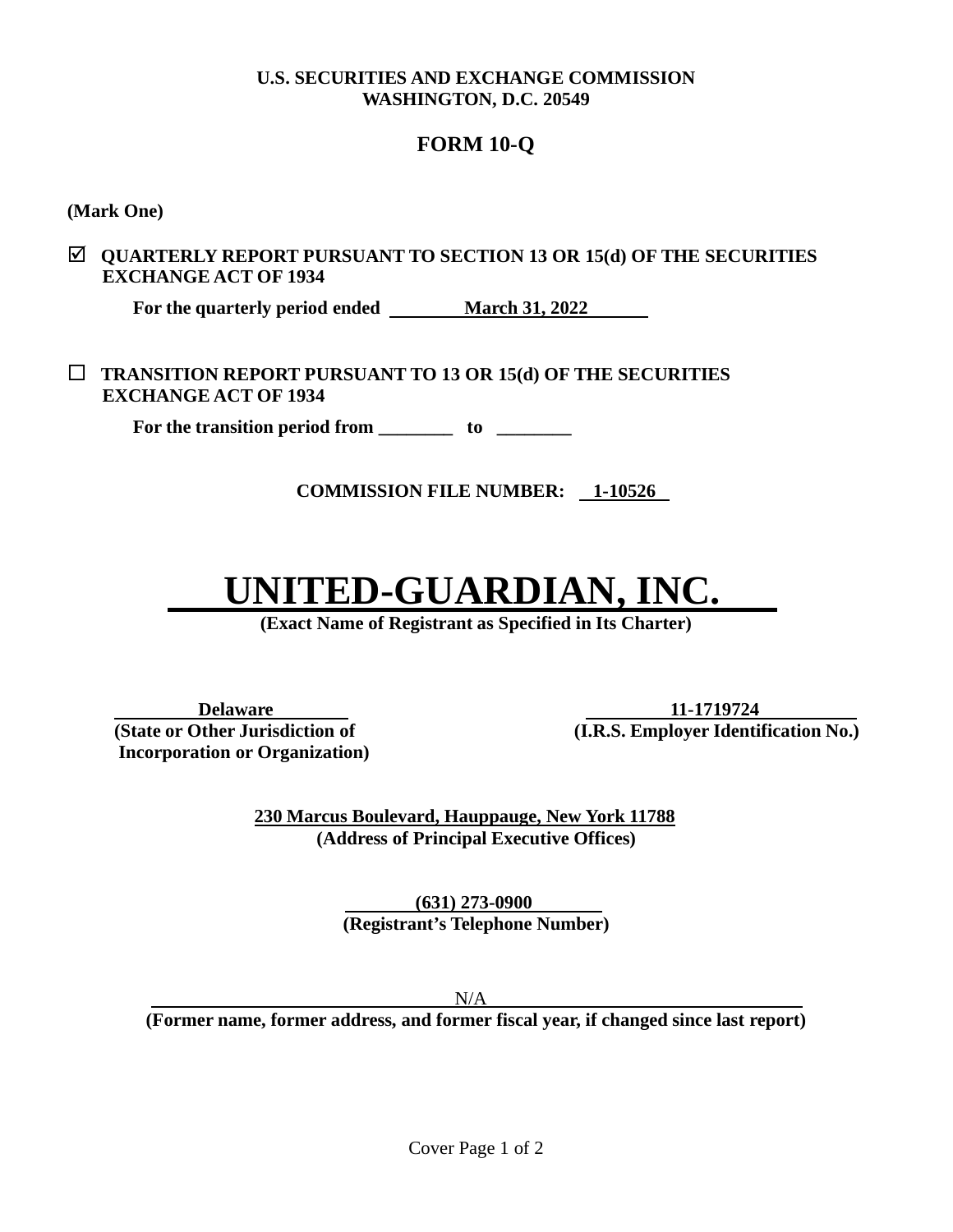**U.S. SECURITIES AND EXCHANGE COMMISSION**
**WASHINGTON, D.C. 20549**

# FORM 10-Q

**(Mark One)**

☑ **QUARTERLY REPORT PURSUANT TO SECTION 13 OR 15(d) OF THE SECURITIES EXCHANGE ACT OF 1934**

**For the quarterly period ended March 31, 2022**

☐ **TRANSITION REPORT PURSUANT TO 13 OR 15(d) OF THE SECURITIES EXCHANGE ACT OF 1934**

**For the transition period from ________ to ________**

**COMMISSION FILE NUMBER: 1-10526**

# UNITED-GUARDIAN, INC.

**(Exact Name of Registrant as Specified in Its Charter)**

| **Delaware** | **11-1719724** |
|---|---|
| **(State or Other Jurisdiction of Incorporation or Organization)** | **(I.R.S. Employer Identification No.)** |

**230 Marcus Boulevard, Hauppauge, New York 11788**
**(Address of Principal Executive Offices)**

**(631) 273-0900**
**(Registrant's Telephone Number)**

N/A
**(Former name, former address, and former fiscal year, if changed since last report)**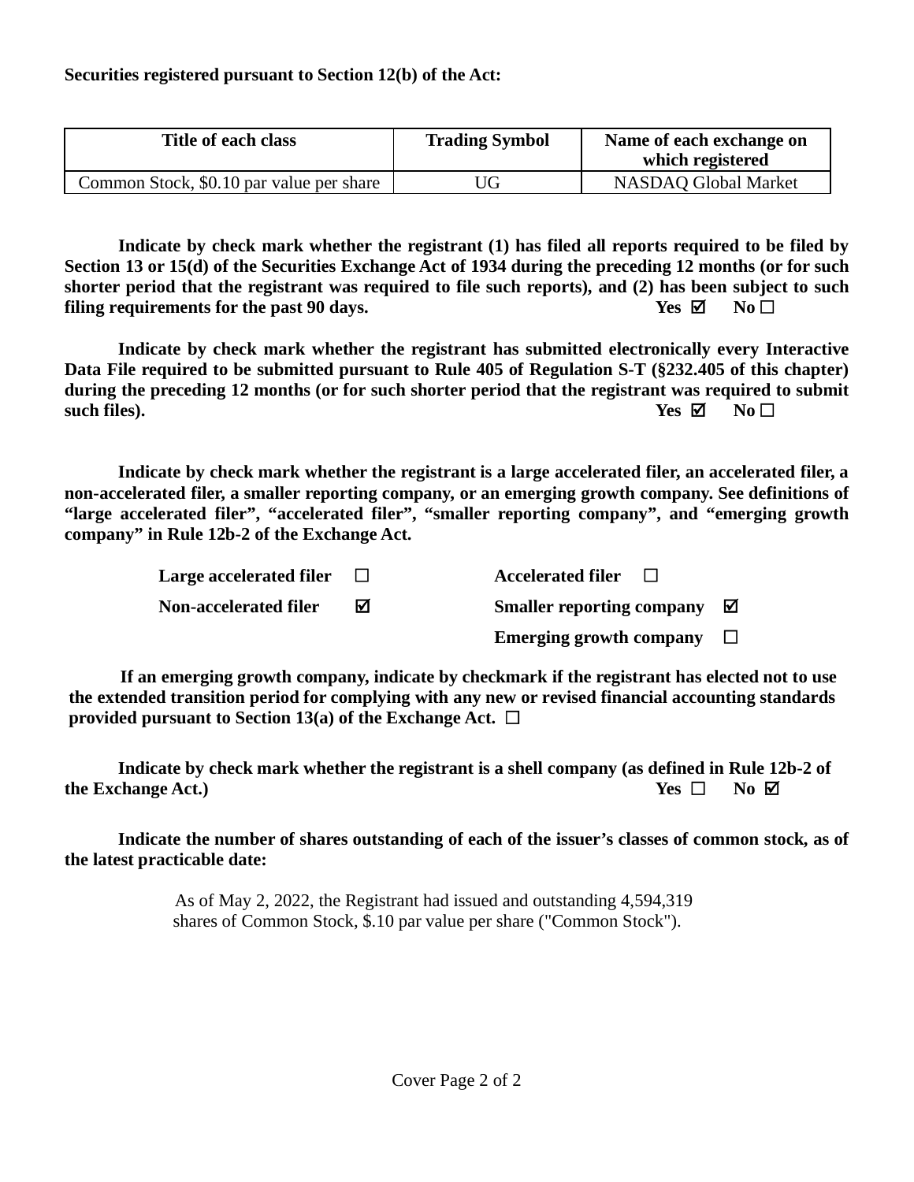**Securities registered pursuant to Section 12(b) of the Act:**

| Title of each class | Trading Symbol | Name of each exchange on which registered |
|---|---|---|
| Common Stock, $0.10 par value per share | UG | NASDAQ Global Market |

**Indicate by check mark whether the registrant (1) has filed all reports required to be filed by Section 13 or 15(d) of the Securities Exchange Act of 1934 during the preceding 12 months (or for such shorter period that the registrant was required to file such reports), and (2) has been subject to such filing requirements for the past 90 days.** **Yes ☑ No ☐**

**Indicate by check mark whether the registrant has submitted electronically every Interactive Data File required to be submitted pursuant to Rule 405 of Regulation S-T (§232.405 of this chapter) during the preceding 12 months (or for such shorter period that the registrant was required to submit such files).** **Yes ☑ No ☐**

**Indicate by check mark whether the registrant is a large accelerated filer, an accelerated filer, a non-accelerated filer, a smaller reporting company, or an emerging growth company. See definitions of "large accelerated filer", "accelerated filer", "smaller reporting company", and "emerging growth company" in Rule 12b-2 of the Exchange Act.**

| | | | |
|---|---|---|---|
| **Large accelerated filer** | ☐ | **Accelerated filer** | ☐ |
| **Non-accelerated filer** | ☑ | **Smaller reporting company** | ☑ |
| | | **Emerging growth company** | ☐ |

**If an emerging growth company, indicate by checkmark if the registrant has elected not to use the extended transition period for complying with any new or revised financial accounting standards provided pursuant to Section 13(a) of the Exchange Act.** ☐

**Indicate by check mark whether the registrant is a shell company (as defined in Rule 12b-2 of the Exchange Act.)** **Yes ☐ No ☑**

**Indicate the number of shares outstanding of each of the issuer's classes of common stock, as of the latest practicable date:**

As of May 2, 2022, the Registrant had issued and outstanding 4,594,319 shares of Common Stock, $.10 par value per share ("Common Stock").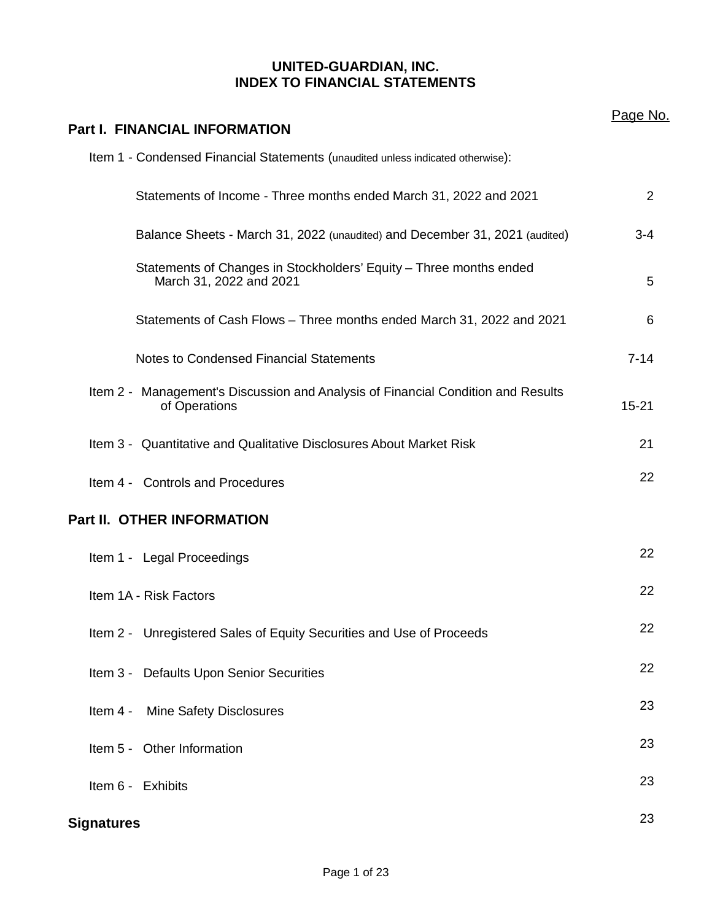# UNITED-GUARDIAN, INC.
# INDEX TO FINANCIAL STATEMENTS

| | Page No. |
|---|---|
| **Part I. FINANCIAL INFORMATION** | |
| Item 1 - Condensed Financial Statements (unaudited unless indicated otherwise): | |
| Statements of Income - Three months ended March 31, 2022 and 2021 | 2 |
| Balance Sheets - March 31, 2022 (unaudited) and December 31, 2021 (audited) | 3-4 |
| Statements of Changes in Stockholders' Equity – Three months ended March 31, 2022 and 2021 | 5 |
| Statements of Cash Flows – Three months ended March 31, 2022 and 2021 | 6 |
| Notes to Condensed Financial Statements | 7-14 |
| Item 2 - Management's Discussion and Analysis of Financial Condition and Results of Operations | 15-21 |
| Item 3 - Quantitative and Qualitative Disclosures About Market Risk | 21 |
| Item 4 - Controls and Procedures | 22 |
| **Part II. OTHER INFORMATION** | |
| Item 1 - Legal Proceedings | 22 |
| Item 1A - Risk Factors | 22 |
| Item 2 - Unregistered Sales of Equity Securities and Use of Proceeds | 22 |
| Item 3 - Defaults Upon Senior Securities | 22 |
| Item 4 - Mine Safety Disclosures | 23 |
| Item 5 - Other Information | 23 |
| Item 6 - Exhibits | 23 |
| **Signatures** | 23 |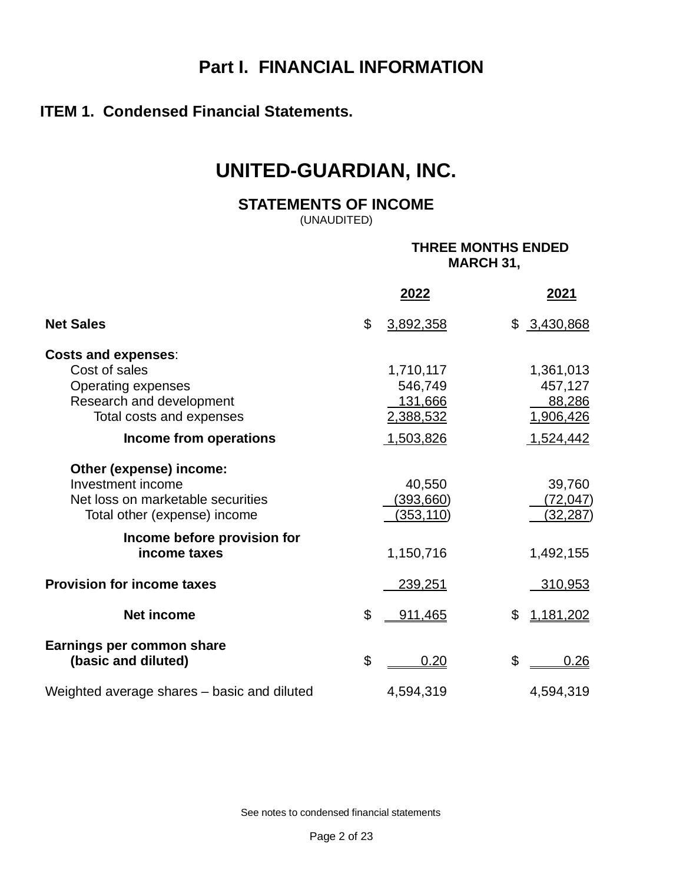# Part I. FINANCIAL INFORMATION

## ITEM 1. Condensed Financial Statements.

# UNITED-GUARDIAN, INC.

### STATEMENTS OF INCOME
(UNAUDITED)

| | THREE MONTHS ENDED MARCH 31, | |
|---|---|---|
| | **2022** | **2021** |
| **Net Sales** | $ 3,892,358 | $ 3,430,868 |
| **Costs and expenses**: | | |
| Cost of sales | 1,710,117 | 1,361,013 |
| Operating expenses | 546,749 | 457,127 |
| Research and development | 131,666 | 88,286 |
| Total costs and expenses | 2,388,532 | 1,906,426 |
| **Income from operations** | 1,503,826 | 1,524,442 |
| **Other (expense) income:** | | |
| Investment income | 40,550 | 39,760 |
| Net loss on marketable securities | (393,660) | (72,047) |
| Total other (expense) income | (353,110) | (32,287) |
| **Income before provision for income taxes** | 1,150,716 | 1,492,155 |
| **Provision for income taxes** | 239,251 | 310,953 |
| **Net income** | $ 911,465 | $ 1,181,202 |
| **Earnings per common share (basic and diluted)** | $ 0.20 | $ 0.26 |
| Weighted average shares – basic and diluted | 4,594,319 | 4,594,319 |

See notes to condensed financial statements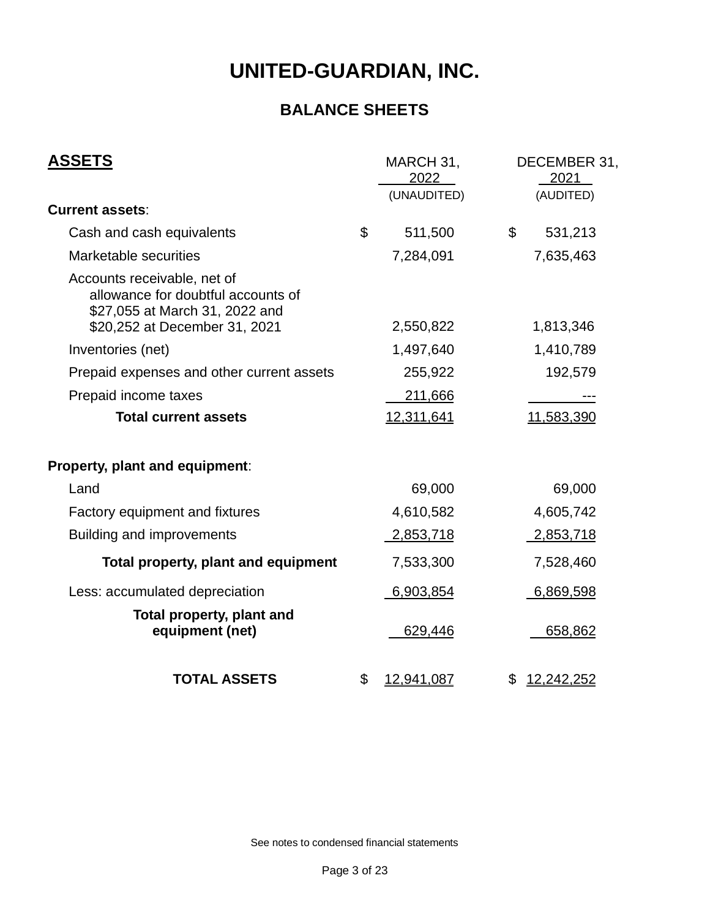# UNITED-GUARDIAN, INC.

## BALANCE SHEETS

| ASSETS | MARCH 31, 2022 (UNAUDITED) | DECEMBER 31, 2021 (AUDITED) |
|---|---|---|
| **Current assets**: | | |
| Cash and cash equivalents | $ 511,500 | $ 531,213 |
| Marketable securities | 7,284,091 | 7,635,463 |
| Accounts receivable, net of allowance for doubtful accounts of $27,055 at March 31, 2022 and $20,252 at December 31, 2021 | 2,550,822 | 1,813,346 |
| Inventories (net) | 1,497,640 | 1,410,789 |
| Prepaid expenses and other current assets | 255,922 | 192,579 |
| Prepaid income taxes | 211,666 | --- |
| **Total current assets** | 12,311,641 | 11,583,390 |
| **Property, plant and equipment**: | | |
| Land | 69,000 | 69,000 |
| Factory equipment and fixtures | 4,610,582 | 4,605,742 |
| Building and improvements | 2,853,718 | 2,853,718 |
| **Total property, plant and equipment** | 7,533,300 | 7,528,460 |
| Less: accumulated depreciation | 6,903,854 | 6,869,598 |
| **Total property, plant and equipment (net)** | 629,446 | 658,862 |
| **TOTAL ASSETS** | $ 12,941,087 | $ 12,242,252 |

See notes to condensed financial statements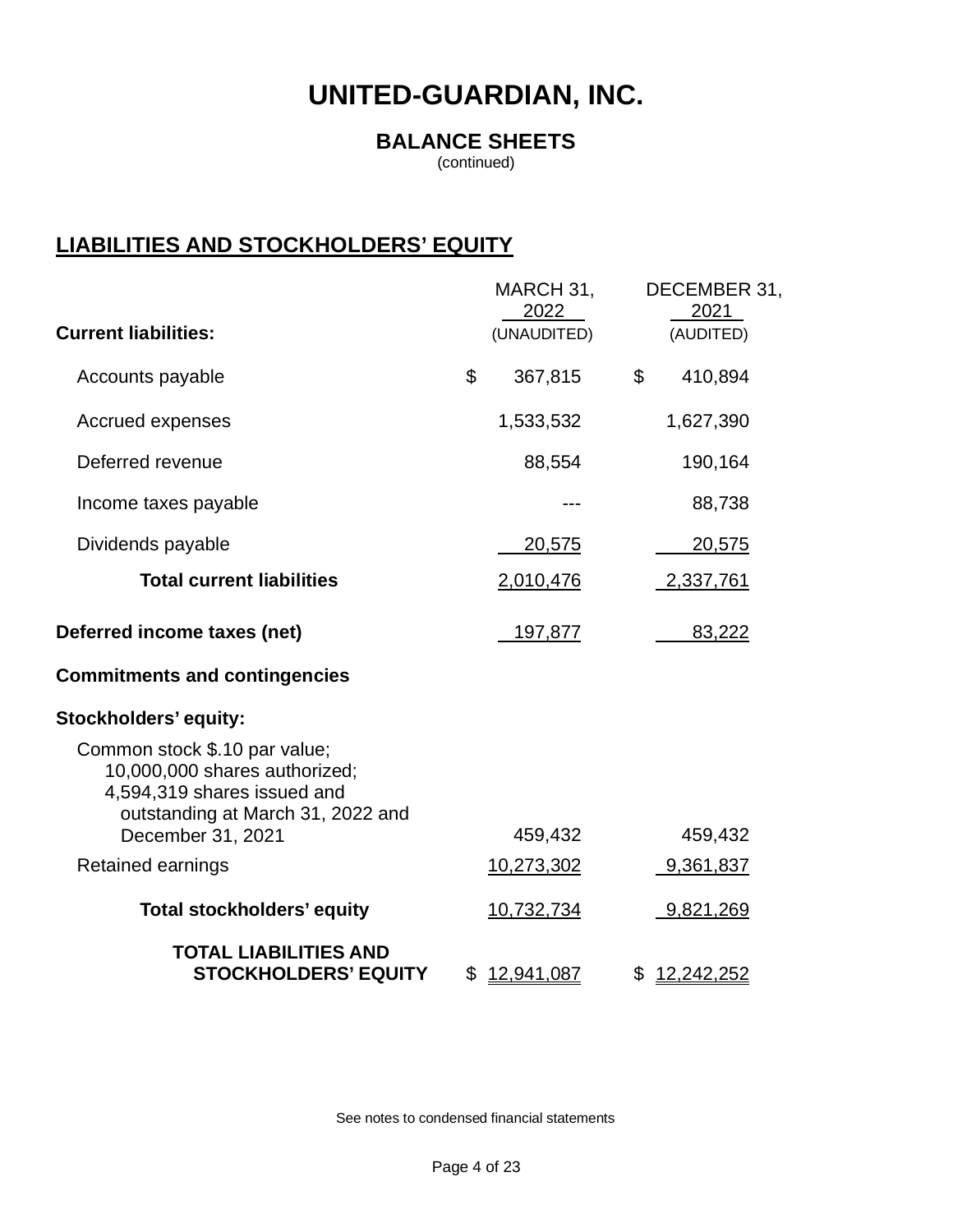# UNITED-GUARDIAN, INC.

## BALANCE SHEETS

(continued)

## LIABILITIES AND STOCKHOLDERS' EQUITY

| | MARCH 31, 2022 (UNAUDITED) | DECEMBER 31, 2021 (AUDITED) |
|---|---|---|
| **Current liabilities:** | | |
| Accounts payable | $ 367,815 | $ 410,894 |
| Accrued expenses | 1,533,532 | 1,627,390 |
| Deferred revenue | 88,554 | 190,164 |
| Income taxes payable | --- | 88,738 |
| Dividends payable | 20,575 | 20,575 |
| **Total current liabilities** | 2,010,476 | 2,337,761 |
| **Deferred income taxes (net)** | 197,877 | 83,222 |
| **Commitments and contingencies** | | |
| **Stockholders' equity:** | | |
| Common stock $.10 par value; 10,000,000 shares authorized; 4,594,319 shares issued and outstanding at March 31, 2022 and December 31, 2021 | 459,432 | 459,432 |
| Retained earnings | 10,273,302 | 9,361,837 |
| **Total stockholders' equity** | 10,732,734 | 9,821,269 |
| **TOTAL LIABILITIES AND STOCKHOLDERS' EQUITY** | $ 12,941,087 | $ 12,242,252 |

See notes to condensed financial statements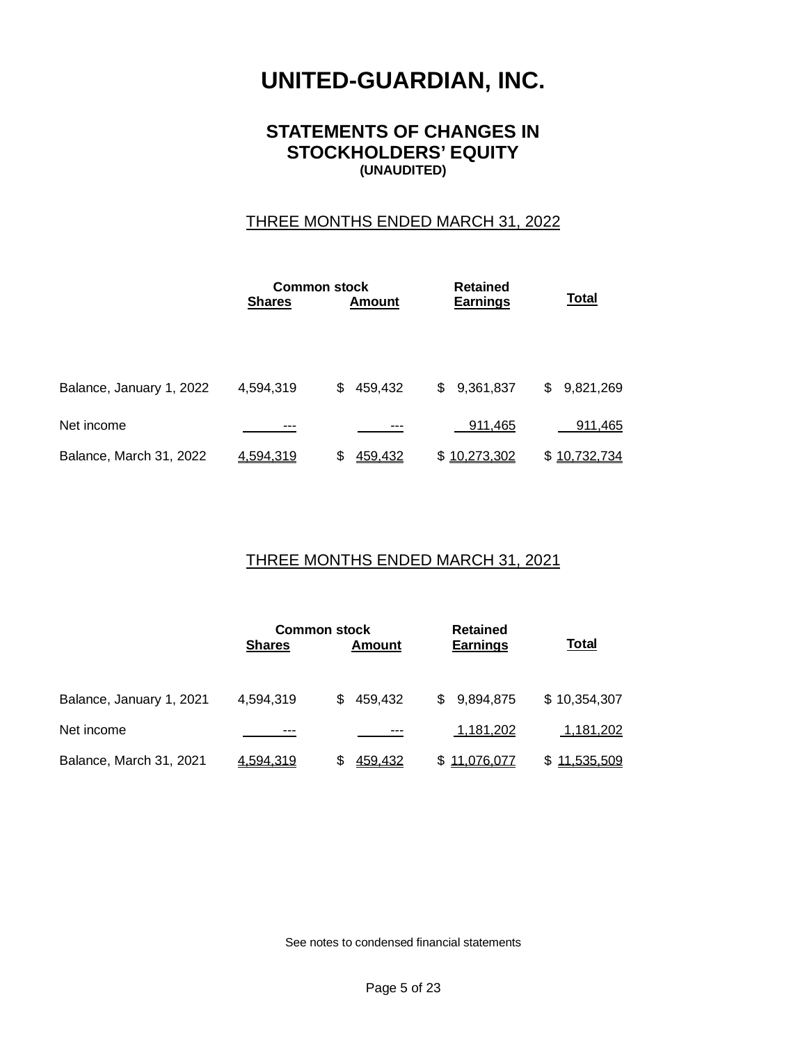# UNITED-GUARDIAN, INC.

## STATEMENTS OF CHANGES IN STOCKHOLDERS' EQUITY

**(UNAUDITED)**

### THREE MONTHS ENDED MARCH 31, 2022

| | Common stock | | Retained | |
|---|---|---|---|---|
| | **Shares** | **Amount** | **Earnings** | **Total** |
| Balance, January 1, 2022 | 4,594,319 | $ 459,432 | $ 9,361,837 | $ 9,821,269 |
| Net income | --- | --- | 911,465 | 911,465 |
| Balance, March 31, 2022 | 4,594,319 | $ 459,432 | $ 10,273,302 | $ 10,732,734 |

### THREE MONTHS ENDED MARCH 31, 2021

| | Common stock | | Retained | |
|---|---|---|---|---|
| | **Shares** | **Amount** | **Earnings** | **Total** |
| Balance, January 1, 2021 | 4,594,319 | $ 459,432 | $ 9,894,875 | $ 10,354,307 |
| Net income | --- | --- | 1,181,202 | 1,181,202 |
| Balance, March 31, 2021 | 4,594,319 | $ 459,432 | $ 11,076,077 | $ 11,535,509 |

See notes to condensed financial statements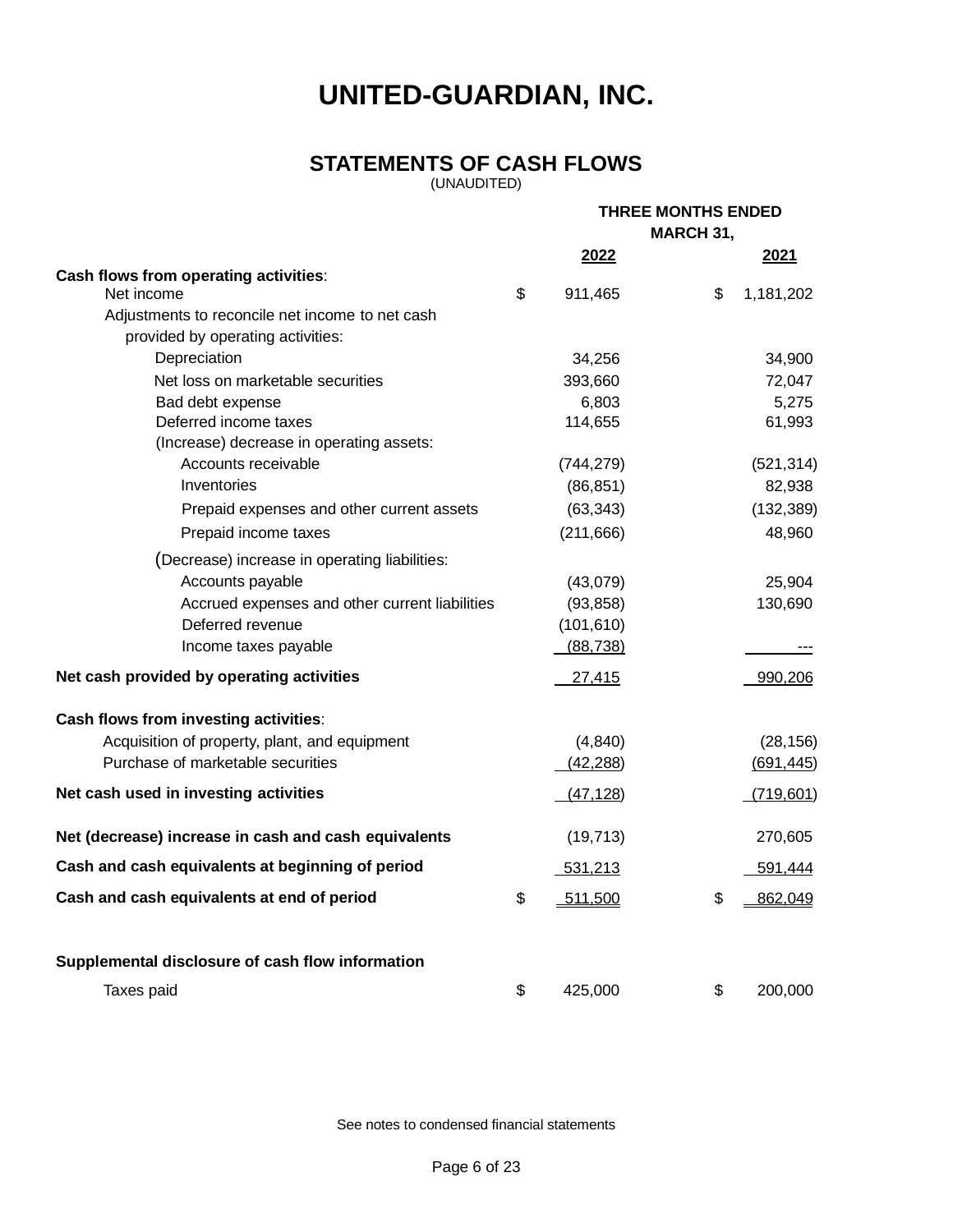# UNITED-GUARDIAN, INC.

## STATEMENTS OF CASH FLOWS

(UNAUDITED)

| | THREE MONTHS ENDED MARCH 31, | |
|---|---|---|
| | **2022** | **2021** |
| **Cash flows from operating activities**: | | |
| Net income | $ 911,465 | $ 1,181,202 |
| Adjustments to reconcile net income to net cash provided by operating activities: | | |
| Depreciation | 34,256 | 34,900 |
| Net loss on marketable securities | 393,660 | 72,047 |
| Bad debt expense | 6,803 | 5,275 |
| Deferred income taxes | 114,655 | 61,993 |
| (Increase) decrease in operating assets: | | |
| Accounts receivable | (744,279) | (521,314) |
| Inventories | (86,851) | 82,938 |
| Prepaid expenses and other current assets | (63,343) | (132,389) |
| Prepaid income taxes | (211,666) | 48,960 |
| (Decrease) increase in operating liabilities: | | |
| Accounts payable | (43,079) | 25,904 |
| Accrued expenses and other current liabilities | (93,858) | 130,690 |
| Deferred revenue | (101,610) | |
| Income taxes payable | (88,738) | --- |
| **Net cash provided by operating activities** | 27,415 | 990,206 |
| **Cash flows from investing activities**: | | |
| Acquisition of property, plant, and equipment | (4,840) | (28,156) |
| Purchase of marketable securities | (42,288) | (691,445) |
| **Net cash used in investing activities** | (47,128) | (719,601) |
| **Net (decrease) increase in cash and cash equivalents** | (19,713) | 270,605 |
| **Cash and cash equivalents at beginning of period** | 531,213 | 591,444 |
| **Cash and cash equivalents at end of period** | $ 511,500 | $ 862,049 |
| **Supplemental disclosure of cash flow information** | | |
| Taxes paid | $ 425,000 | $ 200,000 |

See notes to condensed financial statements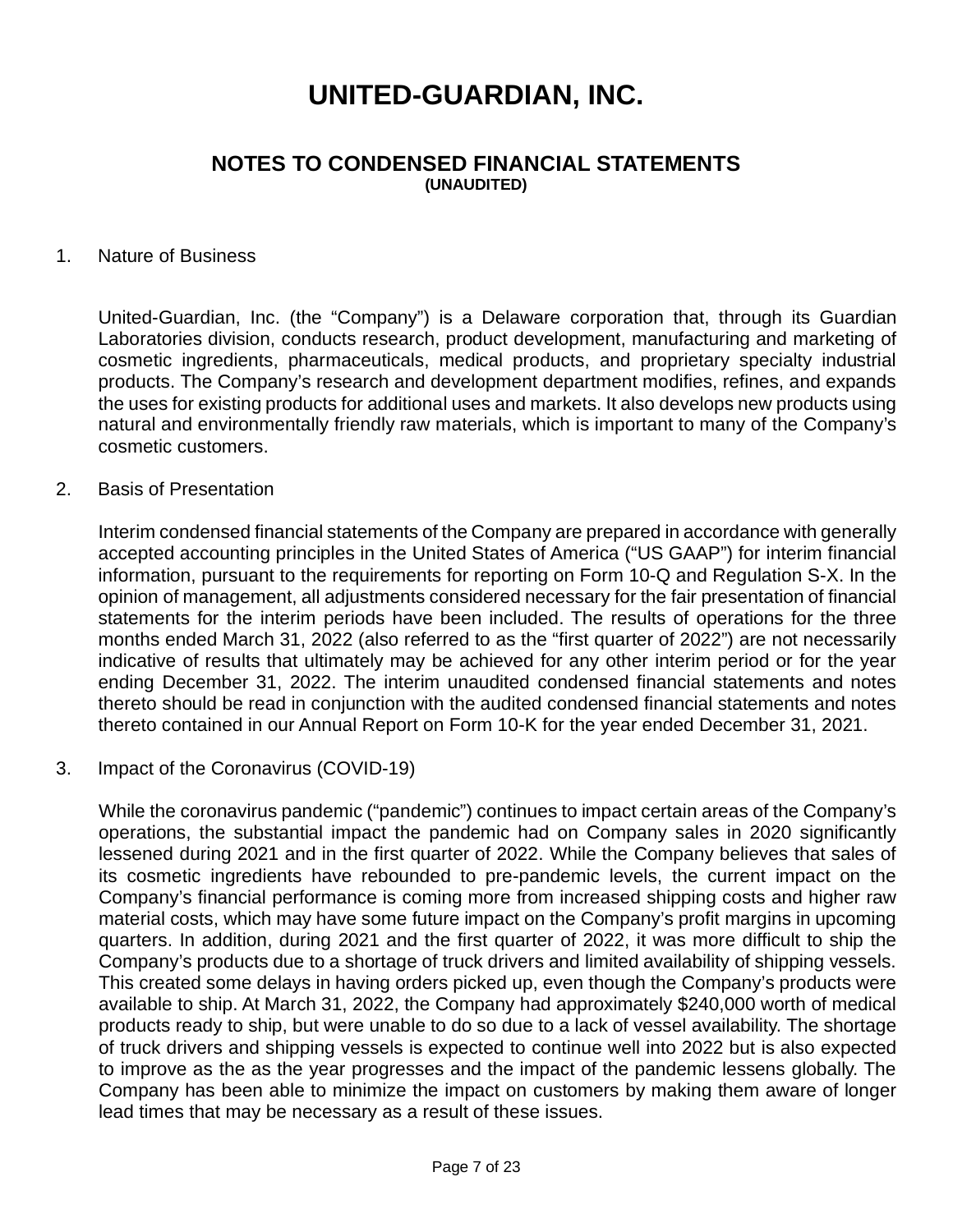# UNITED-GUARDIAN, INC.

## NOTES TO CONDENSED FINANCIAL STATEMENTS

**(UNAUDITED)**

1. Nature of Business

United-Guardian, Inc. (the "Company") is a Delaware corporation that, through its Guardian Laboratories division, conducts research, product development, manufacturing and marketing of cosmetic ingredients, pharmaceuticals, medical products, and proprietary specialty industrial products. The Company's research and development department modifies, refines, and expands the uses for existing products for additional uses and markets. It also develops new products using natural and environmentally friendly raw materials, which is important to many of the Company's cosmetic customers.

2. Basis of Presentation

Interim condensed financial statements of the Company are prepared in accordance with generally accepted accounting principles in the United States of America ("US GAAP") for interim financial information, pursuant to the requirements for reporting on Form 10-Q and Regulation S-X. In the opinion of management, all adjustments considered necessary for the fair presentation of financial statements for the interim periods have been included. The results of operations for the three months ended March 31, 2022 (also referred to as the "first quarter of 2022") are not necessarily indicative of results that ultimately may be achieved for any other interim period or for the year ending December 31, 2022. The interim unaudited condensed financial statements and notes thereto should be read in conjunction with the audited condensed financial statements and notes thereto contained in our Annual Report on Form 10-K for the year ended December 31, 2021.

3. Impact of the Coronavirus (COVID-19)

While the coronavirus pandemic ("pandemic") continues to impact certain areas of the Company's operations, the substantial impact the pandemic had on Company sales in 2020 significantly lessened during 2021 and in the first quarter of 2022. While the Company believes that sales of its cosmetic ingredients have rebounded to pre-pandemic levels, the current impact on the Company's financial performance is coming more from increased shipping costs and higher raw material costs, which may have some future impact on the Company's profit margins in upcoming quarters. In addition, during 2021 and the first quarter of 2022, it was more difficult to ship the Company's products due to a shortage of truck drivers and limited availability of shipping vessels. This created some delays in having orders picked up, even though the Company's products were available to ship. At March 31, 2022, the Company had approximately $240,000 worth of medical products ready to ship, but were unable to do so due to a lack of vessel availability. The shortage of truck drivers and shipping vessels is expected to continue well into 2022 but is also expected to improve as the as the year progresses and the impact of the pandemic lessens globally. The Company has been able to minimize the impact on customers by making them aware of longer lead times that may be necessary as a result of these issues.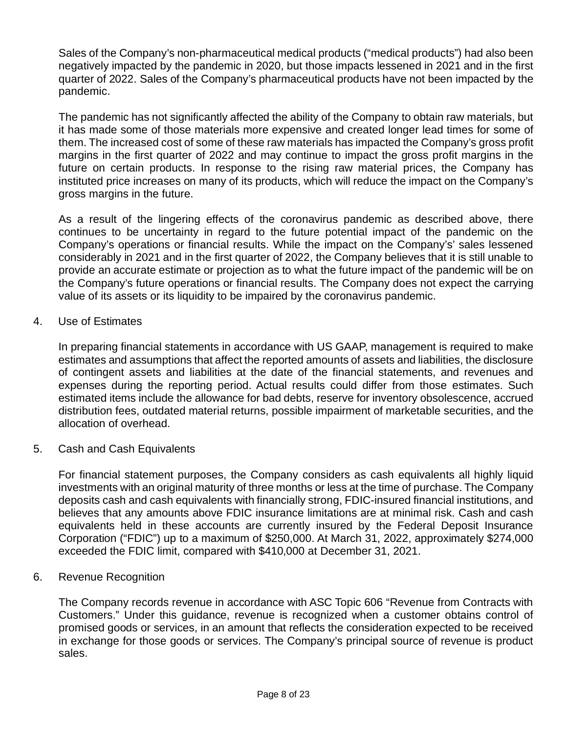Sales of the Company's non-pharmaceutical medical products ("medical products") had also been negatively impacted by the pandemic in 2020, but those impacts lessened in 2021 and in the first quarter of 2022. Sales of the Company's pharmaceutical products have not been impacted by the pandemic.

The pandemic has not significantly affected the ability of the Company to obtain raw materials, but it has made some of those materials more expensive and created longer lead times for some of them. The increased cost of some of these raw materials has impacted the Company's gross profit margins in the first quarter of 2022 and may continue to impact the gross profit margins in the future on certain products. In response to the rising raw material prices, the Company has instituted price increases on many of its products, which will reduce the impact on the Company's gross margins in the future.

As a result of the lingering effects of the coronavirus pandemic as described above, there continues to be uncertainty in regard to the future potential impact of the pandemic on the Company's operations or financial results. While the impact on the Company's' sales lessened considerably in 2021 and in the first quarter of 2022, the Company believes that it is still unable to provide an accurate estimate or projection as to what the future impact of the pandemic will be on the Company's future operations or financial results. The Company does not expect the carrying value of its assets or its liquidity to be impaired by the coronavirus pandemic.

4. Use of Estimates

In preparing financial statements in accordance with US GAAP, management is required to make estimates and assumptions that affect the reported amounts of assets and liabilities, the disclosure of contingent assets and liabilities at the date of the financial statements, and revenues and expenses during the reporting period. Actual results could differ from those estimates. Such estimated items include the allowance for bad debts, reserve for inventory obsolescence, accrued distribution fees, outdated material returns, possible impairment of marketable securities, and the allocation of overhead.

5. Cash and Cash Equivalents

For financial statement purposes, the Company considers as cash equivalents all highly liquid investments with an original maturity of three months or less at the time of purchase. The Company deposits cash and cash equivalents with financially strong, FDIC-insured financial institutions, and believes that any amounts above FDIC insurance limitations are at minimal risk. Cash and cash equivalents held in these accounts are currently insured by the Federal Deposit Insurance Corporation ("FDIC") up to a maximum of $250,000. At March 31, 2022, approximately $274,000 exceeded the FDIC limit, compared with $410,000 at December 31, 2021.

6. Revenue Recognition

The Company records revenue in accordance with ASC Topic 606 "Revenue from Contracts with Customers." Under this guidance, revenue is recognized when a customer obtains control of promised goods or services, in an amount that reflects the consideration expected to be received in exchange for those goods or services. The Company's principal source of revenue is product sales.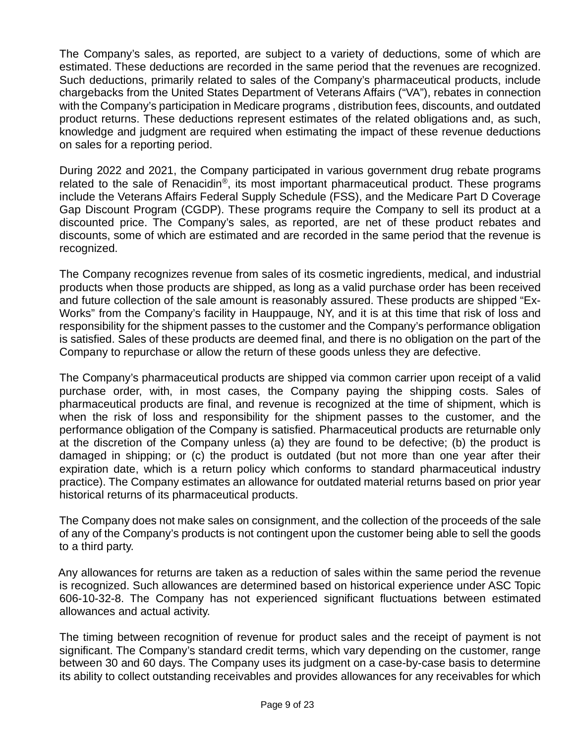The Company's sales, as reported, are subject to a variety of deductions, some of which are estimated. These deductions are recorded in the same period that the revenues are recognized. Such deductions, primarily related to sales of the Company's pharmaceutical products, include chargebacks from the United States Department of Veterans Affairs ("VA"), rebates in connection with the Company's participation in Medicare programs , distribution fees, discounts, and outdated product returns. These deductions represent estimates of the related obligations and, as such, knowledge and judgment are required when estimating the impact of these revenue deductions on sales for a reporting period.

During 2022 and 2021, the Company participated in various government drug rebate programs related to the sale of Renacidin®, its most important pharmaceutical product. These programs include the Veterans Affairs Federal Supply Schedule (FSS), and the Medicare Part D Coverage Gap Discount Program (CGDP). These programs require the Company to sell its product at a discounted price. The Company's sales, as reported, are net of these product rebates and discounts, some of which are estimated and are recorded in the same period that the revenue is recognized.

The Company recognizes revenue from sales of its cosmetic ingredients, medical, and industrial products when those products are shipped, as long as a valid purchase order has been received and future collection of the sale amount is reasonably assured. These products are shipped "Ex-Works" from the Company's facility in Hauppauge, NY, and it is at this time that risk of loss and responsibility for the shipment passes to the customer and the Company's performance obligation is satisfied. Sales of these products are deemed final, and there is no obligation on the part of the Company to repurchase or allow the return of these goods unless they are defective.

The Company's pharmaceutical products are shipped via common carrier upon receipt of a valid purchase order, with, in most cases, the Company paying the shipping costs. Sales of pharmaceutical products are final, and revenue is recognized at the time of shipment, which is when the risk of loss and responsibility for the shipment passes to the customer, and the performance obligation of the Company is satisfied. Pharmaceutical products are returnable only at the discretion of the Company unless (a) they are found to be defective; (b) the product is damaged in shipping; or (c) the product is outdated (but not more than one year after their expiration date, which is a return policy which conforms to standard pharmaceutical industry practice). The Company estimates an allowance for outdated material returns based on prior year historical returns of its pharmaceutical products.

The Company does not make sales on consignment, and the collection of the proceeds of the sale of any of the Company's products is not contingent upon the customer being able to sell the goods to a third party.

Any allowances for returns are taken as a reduction of sales within the same period the revenue is recognized. Such allowances are determined based on historical experience under ASC Topic 606-10-32-8. The Company has not experienced significant fluctuations between estimated allowances and actual activity.

The timing between recognition of revenue for product sales and the receipt of payment is not significant. The Company's standard credit terms, which vary depending on the customer, range between 30 and 60 days. The Company uses its judgment on a case-by-case basis to determine its ability to collect outstanding receivables and provides allowances for any receivables for which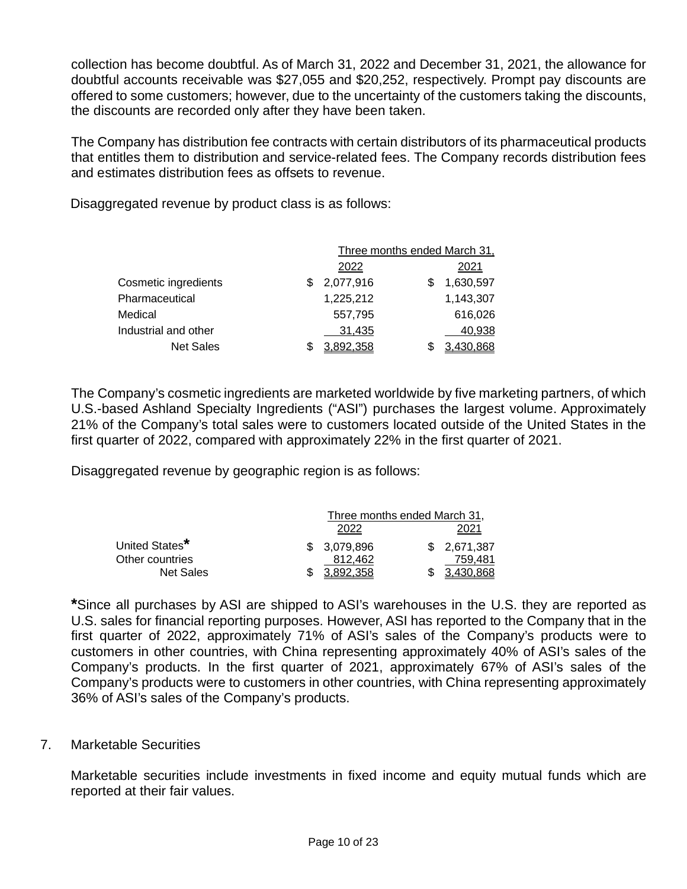collection has become doubtful. As of March 31, 2022 and December 31, 2021, the allowance for doubtful accounts receivable was $27,055 and $20,252, respectively. Prompt pay discounts are offered to some customers; however, due to the uncertainty of the customers taking the discounts, the discounts are recorded only after they have been taken.

The Company has distribution fee contracts with certain distributors of its pharmaceutical products that entitles them to distribution and service-related fees. The Company records distribution fees and estimates distribution fees as offsets to revenue.

Disaggregated revenue by product class is as follows:

| | Three months ended March 31, | |
|---|---|---|
| | 2022 | 2021 |
| Cosmetic ingredients | $ 2,077,916 | $ 1,630,597 |
| Pharmaceutical | 1,225,212 | 1,143,307 |
| Medical | 557,795 | 616,026 |
| Industrial and other | 31,435 | 40,938 |
| Net Sales | $ 3,892,358 | $ 3,430,868 |

The Company's cosmetic ingredients are marketed worldwide by five marketing partners, of which U.S.-based Ashland Specialty Ingredients ("ASI") purchases the largest volume. Approximately 21% of the Company's total sales were to customers located outside of the United States in the first quarter of 2022, compared with approximately 22% in the first quarter of 2021.

Disaggregated revenue by geographic region is as follows:

| | Three months ended March 31, | |
|---|---|---|
| | 2022 | 2021 |
| United States* | $ 3,079,896 | $ 2,671,387 |
| Other countries | 812,462 | 759,481 |
| Net Sales | $ 3,892,358 | $ 3,430,868 |

**\***Since all purchases by ASI are shipped to ASI's warehouses in the U.S. they are reported as U.S. sales for financial reporting purposes. However, ASI has reported to the Company that in the first quarter of 2022, approximately 71% of ASI's sales of the Company's products were to customers in other countries, with China representing approximately 40% of ASI's sales of the Company's products. In the first quarter of 2021, approximately 67% of ASI's sales of the Company's products were to customers in other countries, with China representing approximately 36% of ASI's sales of the Company's products.

7. Marketable Securities

Marketable securities include investments in fixed income and equity mutual funds which are reported at their fair values.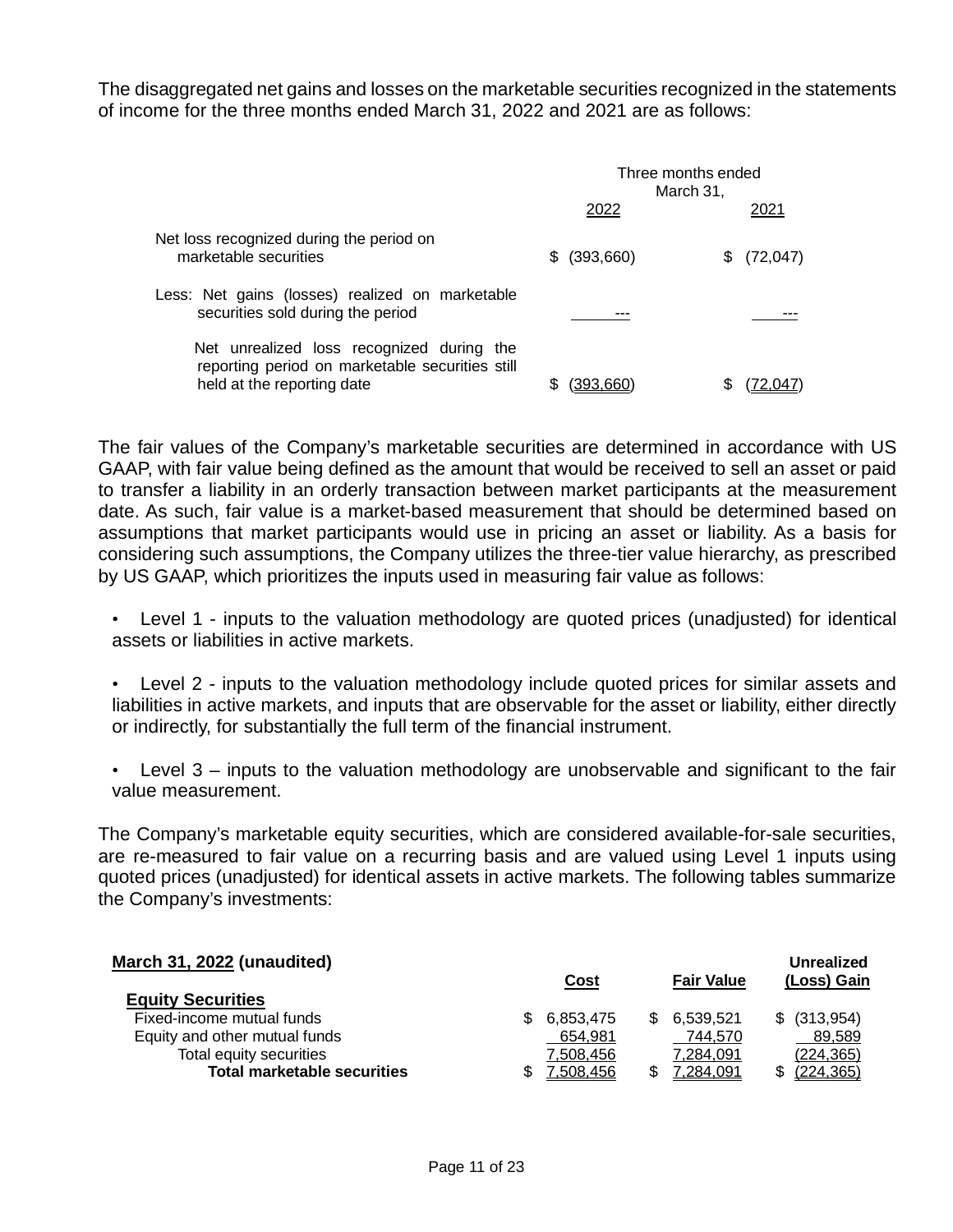The disaggregated net gains and losses on the marketable securities recognized in the statements of income for the three months ended March 31, 2022 and 2021 are as follows:

| | Three months ended March 31, | |
|---|---|---|
| | 2022 | 2021 |
| Net loss recognized during the period on marketable securities | $ (393,660) | $ (72,047) |
| Less: Net gains (losses) realized on marketable securities sold during the period | --- | --- |
| Net unrealized loss recognized during the reporting period on marketable securities still held at the reporting date | $ (393,660) | $ (72,047) |

The fair values of the Company's marketable securities are determined in accordance with US GAAP, with fair value being defined as the amount that would be received to sell an asset or paid to transfer a liability in an orderly transaction between market participants at the measurement date. As such, fair value is a market-based measurement that should be determined based on assumptions that market participants would use in pricing an asset or liability. As a basis for considering such assumptions, the Company utilizes the three-tier value hierarchy, as prescribed by US GAAP, which prioritizes the inputs used in measuring fair value as follows:

- Level 1 - inputs to the valuation methodology are quoted prices (unadjusted) for identical assets or liabilities in active markets.
- Level 2 - inputs to the valuation methodology include quoted prices for similar assets and liabilities in active markets, and inputs that are observable for the asset or liability, either directly or indirectly, for substantially the full term of the financial instrument.
- Level 3 – inputs to the valuation methodology are unobservable and significant to the fair value measurement.

The Company's marketable equity securities, which are considered available-for-sale securities, are re-measured to fair value on a recurring basis and are valued using Level 1 inputs using quoted prices (unadjusted) for identical assets in active markets. The following tables summarize the Company's investments:

| **March 31, 2022 (unaudited)** | **Cost** | **Fair Value** | **Unrealized (Loss) Gain** |
|---|---|---|---|
| **Equity Securities** | | | |
| Fixed-income mutual funds | $ 6,853,475 | $ 6,539,521 | $ (313,954) |
| Equity and other mutual funds | 654,981 | 744,570 | 89,589 |
| Total equity securities | 7,508,456 | 7,284,091 | (224,365) |
| **Total marketable securities** | $ 7,508,456 | $ 7,284,091 | $ (224,365) |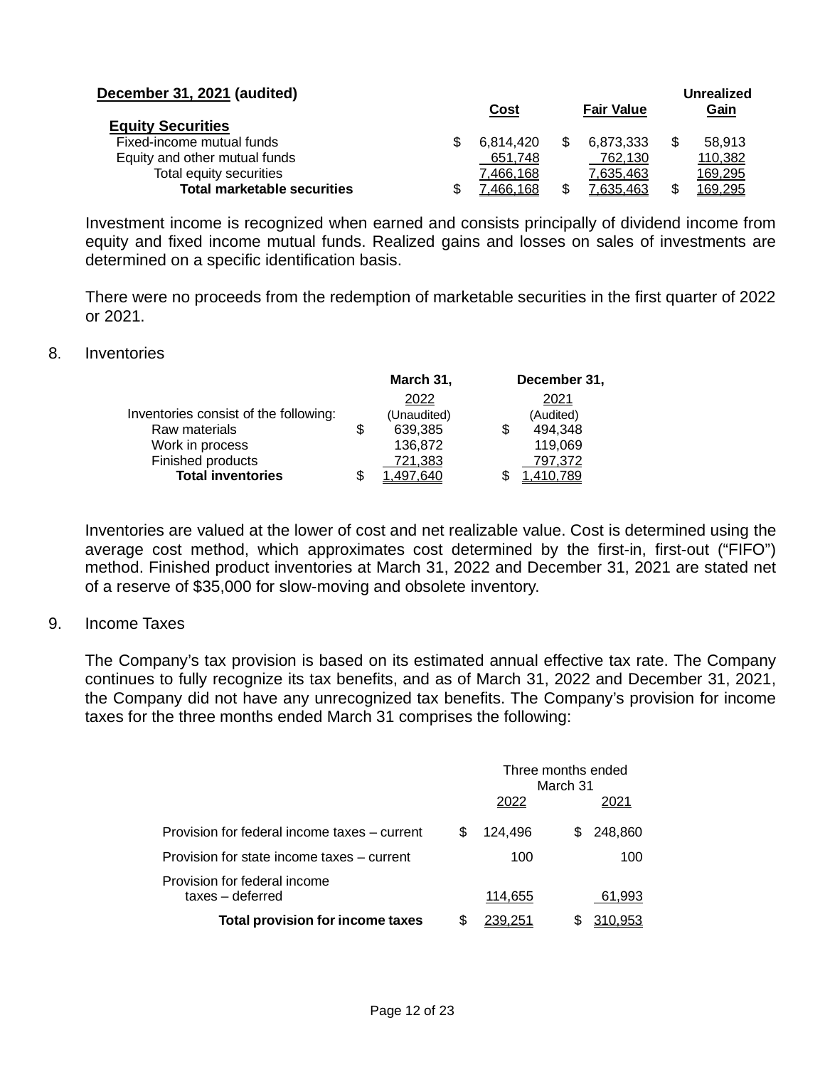| **December 31, 2021 (audited)** | **Cost** | **Fair Value** | **Unrealized Gain** |
|---|---|---|---|
| **Equity Securities** | | | |
| Fixed-income mutual funds | $ 6,814,420 | $ 6,873,333 | $ 58,913 |
| Equity and other mutual funds | 651,748 | 762,130 | 110,382 |
| Total equity securities | 7,466,168 | 7,635,463 | 169,295 |
| **Total marketable securities** | $ 7,466,168 | $ 7,635,463 | $ 169,295 |

Investment income is recognized when earned and consists principally of dividend income from equity and fixed income mutual funds. Realized gains and losses on sales of investments are determined on a specific identification basis.

There were no proceeds from the redemption of marketable securities in the first quarter of 2022 or 2021.

8. Inventories

| | **March 31,** 2022 (Unaudited) | **December 31,** 2021 (Audited) |
|---|---|---|
| Inventories consist of the following: | | |
| Raw materials | $ 639,385 | $ 494,348 |
| Work in process | 136,872 | 119,069 |
| Finished products | 721,383 | 797,372 |
| **Total inventories** | $ 1,497,640 | $ 1,410,789 |

Inventories are valued at the lower of cost and net realizable value. Cost is determined using the average cost method, which approximates cost determined by the first-in, first-out ("FIFO") method. Finished product inventories at March 31, 2022 and December 31, 2021 are stated net of a reserve of $35,000 for slow-moving and obsolete inventory.

9. Income Taxes

The Company's tax provision is based on its estimated annual effective tax rate. The Company continues to fully recognize its tax benefits, and as of March 31, 2022 and December 31, 2021, the Company did not have any unrecognized tax benefits. The Company's provision for income taxes for the three months ended March 31 comprises the following:

| | Three months ended March 31 2022 | 2021 |
|---|---|---|
| Provision for federal income taxes – current | $ 124,496 | $ 248,860 |
| Provision for state income taxes – current | 100 | 100 |
| Provision for federal income taxes – deferred | 114,655 | 61,993 |
| **Total provision for income taxes** | $ 239,251 | $ 310,953 |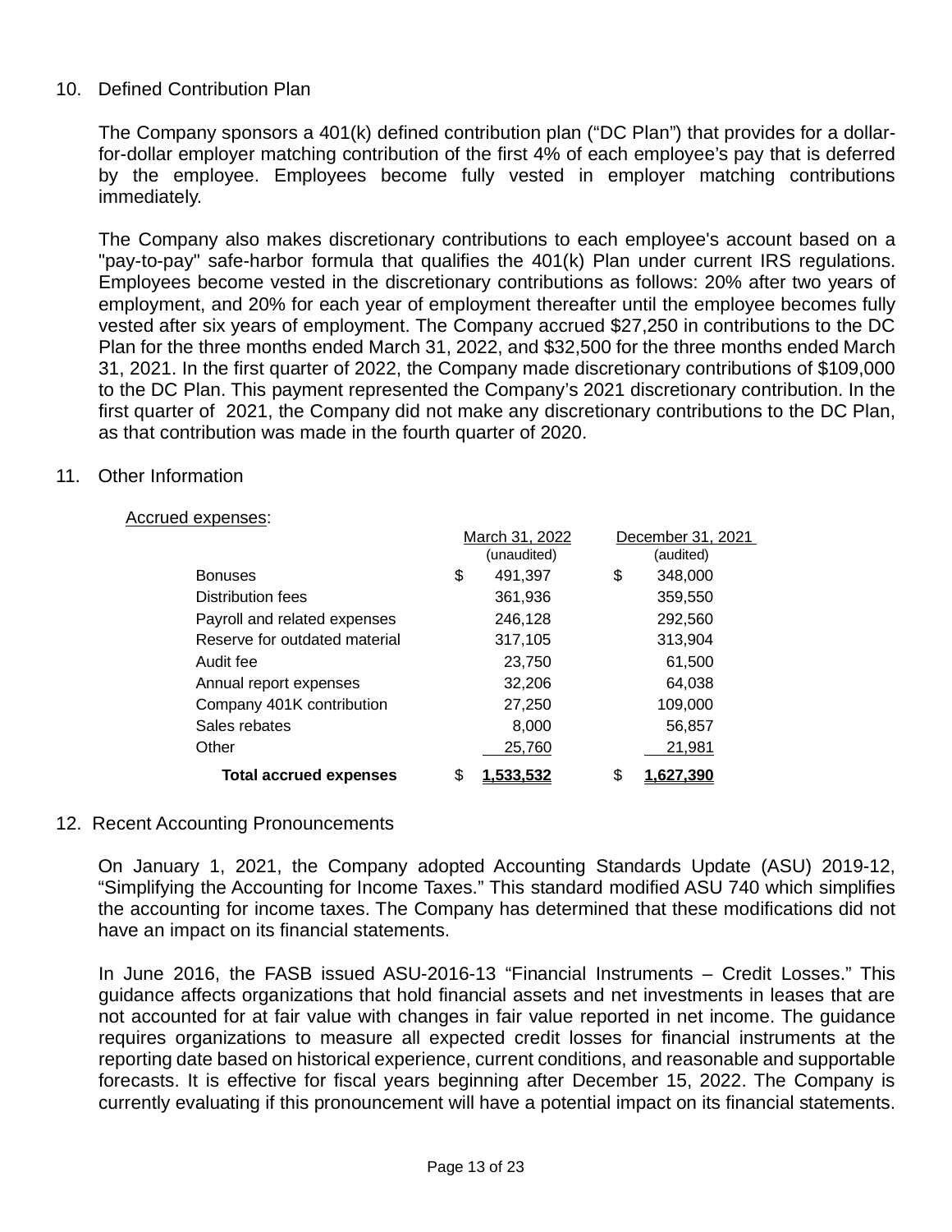## 10. Defined Contribution Plan

The Company sponsors a 401(k) defined contribution plan (“DC Plan”) that provides for a dollar-for-dollar employer matching contribution of the first 4% of each employee’s pay that is deferred by the employee. Employees become fully vested in employer matching contributions immediately.

The Company also makes discretionary contributions to each employee's account based on a "pay-to-pay" safe-harbor formula that qualifies the 401(k) Plan under current IRS regulations. Employees become vested in the discretionary contributions as follows: 20% after two years of employment, and 20% for each year of employment thereafter until the employee becomes fully vested after six years of employment. The Company accrued $27,250 in contributions to the DC Plan for the three months ended March 31, 2022, and $32,500 for the three months ended March 31, 2021. In the first quarter of 2022, the Company made discretionary contributions of $109,000 to the DC Plan. This payment represented the Company’s 2021 discretionary contribution. In the first quarter of 2021, the Company did not make any discretionary contributions to the DC Plan, as that contribution was made in the fourth quarter of 2020.

## 11. Other Information

Accrued expenses:

| | March 31, 2022 (unaudited) | December 31, 2021 (audited) |
|---|---|---|
| Bonuses | $ 491,397 | $ 348,000 |
| Distribution fees | 361,936 | 359,550 |
| Payroll and related expenses | 246,128 | 292,560 |
| Reserve for outdated material | 317,105 | 313,904 |
| Audit fee | 23,750 | 61,500 |
| Annual report expenses | 32,206 | 64,038 |
| Company 401K contribution | 27,250 | 109,000 |
| Sales rebates | 8,000 | 56,857 |
| Other | 25,760 | 21,981 |
| **Total accrued expenses** | $ **1,533,532** | $ **1,627,390** |

## 12. Recent Accounting Pronouncements

On January 1, 2021, the Company adopted Accounting Standards Update (ASU) 2019-12, “Simplifying the Accounting for Income Taxes.” This standard modified ASU 740 which simplifies the accounting for income taxes. The Company has determined that these modifications did not have an impact on its financial statements.

In June 2016, the FASB issued ASU-2016-13 “Financial Instruments – Credit Losses.” This guidance affects organizations that hold financial assets and net investments in leases that are not accounted for at fair value with changes in fair value reported in net income. The guidance requires organizations to measure all expected credit losses for financial instruments at the reporting date based on historical experience, current conditions, and reasonable and supportable forecasts. It is effective for fiscal years beginning after December 15, 2022. The Company is currently evaluating if this pronouncement will have a potential impact on its financial statements.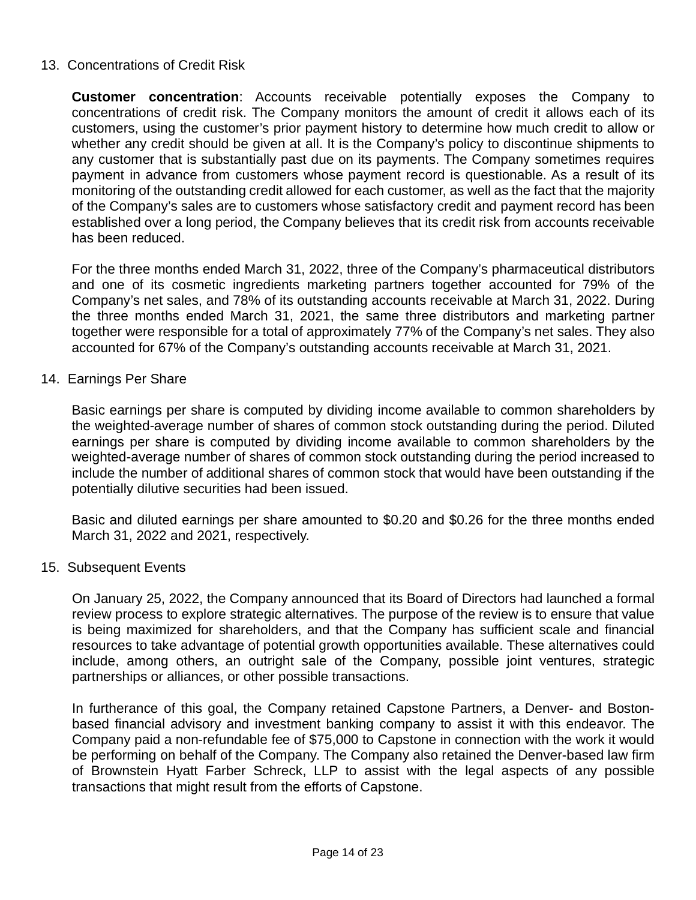## 13. Concentrations of Credit Risk

**Customer concentration**: Accounts receivable potentially exposes the Company to concentrations of credit risk. The Company monitors the amount of credit it allows each of its customers, using the customer's prior payment history to determine how much credit to allow or whether any credit should be given at all. It is the Company's policy to discontinue shipments to any customer that is substantially past due on its payments. The Company sometimes requires payment in advance from customers whose payment record is questionable. As a result of its monitoring of the outstanding credit allowed for each customer, as well as the fact that the majority of the Company's sales are to customers whose satisfactory credit and payment record has been established over a long period, the Company believes that its credit risk from accounts receivable has been reduced.

For the three months ended March 31, 2022, three of the Company's pharmaceutical distributors and one of its cosmetic ingredients marketing partners together accounted for 79% of the Company's net sales, and 78% of its outstanding accounts receivable at March 31, 2022. During the three months ended March 31, 2021, the same three distributors and marketing partner together were responsible for a total of approximately 77% of the Company's net sales. They also accounted for 67% of the Company's outstanding accounts receivable at March 31, 2021.

## 14. Earnings Per Share

Basic earnings per share is computed by dividing income available to common shareholders by the weighted-average number of shares of common stock outstanding during the period. Diluted earnings per share is computed by dividing income available to common shareholders by the weighted-average number of shares of common stock outstanding during the period increased to include the number of additional shares of common stock that would have been outstanding if the potentially dilutive securities had been issued.

Basic and diluted earnings per share amounted to $0.20 and $0.26 for the three months ended March 31, 2022 and 2021, respectively.

## 15. Subsequent Events

On January 25, 2022, the Company announced that its Board of Directors had launched a formal review process to explore strategic alternatives. The purpose of the review is to ensure that value is being maximized for shareholders, and that the Company has sufficient scale and financial resources to take advantage of potential growth opportunities available. These alternatives could include, among others, an outright sale of the Company, possible joint ventures, strategic partnerships or alliances, or other possible transactions.

In furtherance of this goal, the Company retained Capstone Partners, a Denver- and Boston-based financial advisory and investment banking company to assist it with this endeavor. The Company paid a non-refundable fee of $75,000 to Capstone in connection with the work it would be performing on behalf of the Company. The Company also retained the Denver-based law firm of Brownstein Hyatt Farber Schreck, LLP to assist with the legal aspects of any possible transactions that might result from the efforts of Capstone.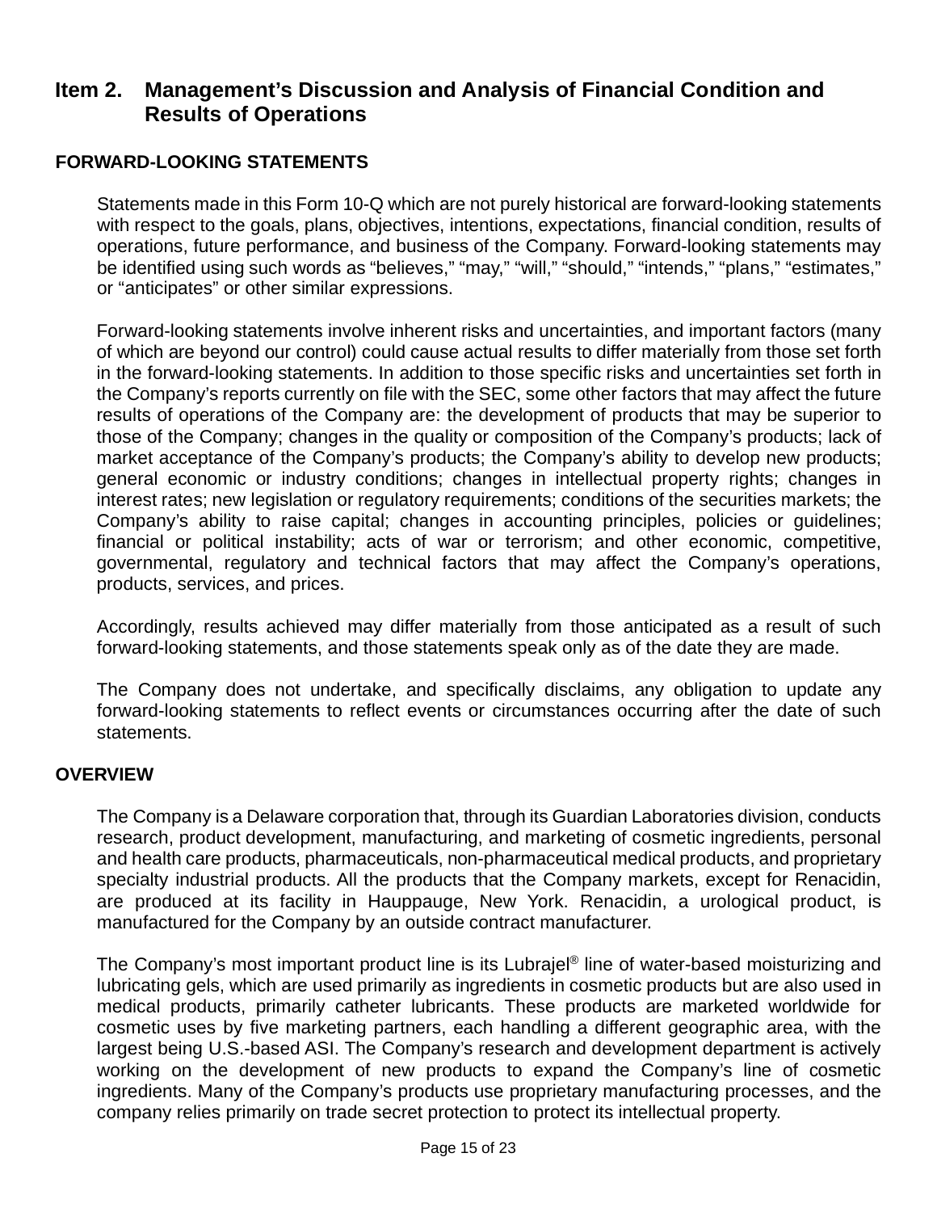## Item 2. Management's Discussion and Analysis of Financial Condition and Results of Operations

### FORWARD-LOOKING STATEMENTS

Statements made in this Form 10-Q which are not purely historical are forward-looking statements with respect to the goals, plans, objectives, intentions, expectations, financial condition, results of operations, future performance, and business of the Company. Forward-looking statements may be identified using such words as "believes," "may," "will," "should," "intends," "plans," "estimates," or "anticipates" or other similar expressions.

Forward-looking statements involve inherent risks and uncertainties, and important factors (many of which are beyond our control) could cause actual results to differ materially from those set forth in the forward-looking statements. In addition to those specific risks and uncertainties set forth in the Company's reports currently on file with the SEC, some other factors that may affect the future results of operations of the Company are: the development of products that may be superior to those of the Company; changes in the quality or composition of the Company's products; lack of market acceptance of the Company's products; the Company's ability to develop new products; general economic or industry conditions; changes in intellectual property rights; changes in interest rates; new legislation or regulatory requirements; conditions of the securities markets; the Company's ability to raise capital; changes in accounting principles, policies or guidelines; financial or political instability; acts of war or terrorism; and other economic, competitive, governmental, regulatory and technical factors that may affect the Company's operations, products, services, and prices.

Accordingly, results achieved may differ materially from those anticipated as a result of such forward-looking statements, and those statements speak only as of the date they are made.

The Company does not undertake, and specifically disclaims, any obligation to update any forward-looking statements to reflect events or circumstances occurring after the date of such statements.

### OVERVIEW

The Company is a Delaware corporation that, through its Guardian Laboratories division, conducts research, product development, manufacturing, and marketing of cosmetic ingredients, personal and health care products, pharmaceuticals, non-pharmaceutical medical products, and proprietary specialty industrial products. All the products that the Company markets, except for Renacidin, are produced at its facility in Hauppauge, New York. Renacidin, a urological product, is manufactured for the Company by an outside contract manufacturer.

The Company's most important product line is its Lubrajel® line of water-based moisturizing and lubricating gels, which are used primarily as ingredients in cosmetic products but are also used in medical products, primarily catheter lubricants. These products are marketed worldwide for cosmetic uses by five marketing partners, each handling a different geographic area, with the largest being U.S.-based ASI. The Company's research and development department is actively working on the development of new products to expand the Company's line of cosmetic ingredients. Many of the Company's products use proprietary manufacturing processes, and the company relies primarily on trade secret protection to protect its intellectual property.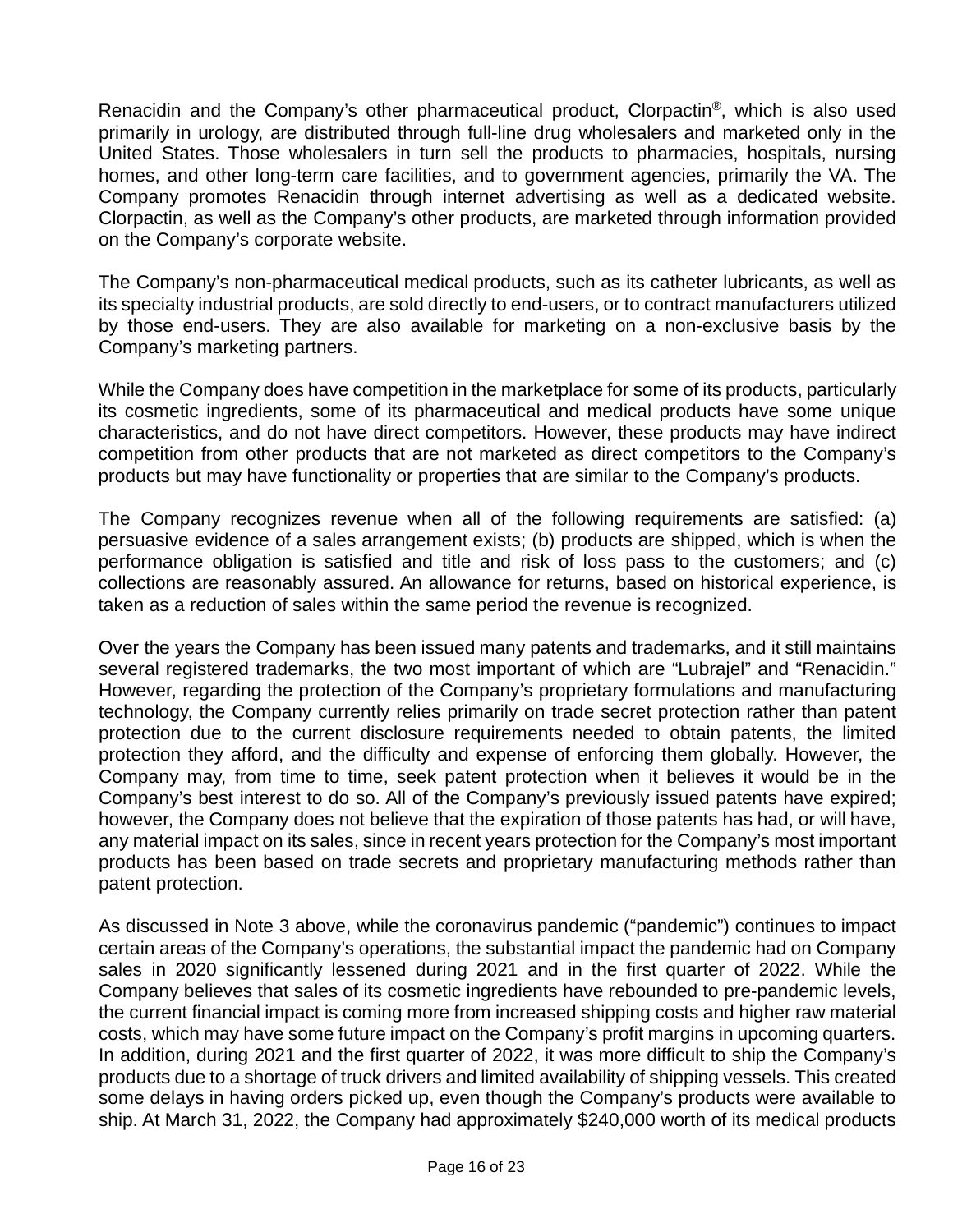Renacidin and the Company's other pharmaceutical product, Clorpactin®, which is also used primarily in urology, are distributed through full-line drug wholesalers and marketed only in the United States. Those wholesalers in turn sell the products to pharmacies, hospitals, nursing homes, and other long-term care facilities, and to government agencies, primarily the VA. The Company promotes Renacidin through internet advertising as well as a dedicated website. Clorpactin, as well as the Company's other products, are marketed through information provided on the Company's corporate website.

The Company's non-pharmaceutical medical products, such as its catheter lubricants, as well as its specialty industrial products, are sold directly to end-users, or to contract manufacturers utilized by those end-users. They are also available for marketing on a non-exclusive basis by the Company's marketing partners.

While the Company does have competition in the marketplace for some of its products, particularly its cosmetic ingredients, some of its pharmaceutical and medical products have some unique characteristics, and do not have direct competitors. However, these products may have indirect competition from other products that are not marketed as direct competitors to the Company's products but may have functionality or properties that are similar to the Company's products.

The Company recognizes revenue when all of the following requirements are satisfied: (a) persuasive evidence of a sales arrangement exists; (b) products are shipped, which is when the performance obligation is satisfied and title and risk of loss pass to the customers; and (c) collections are reasonably assured. An allowance for returns, based on historical experience, is taken as a reduction of sales within the same period the revenue is recognized.

Over the years the Company has been issued many patents and trademarks, and it still maintains several registered trademarks, the two most important of which are "Lubrajel" and "Renacidin." However, regarding the protection of the Company's proprietary formulations and manufacturing technology, the Company currently relies primarily on trade secret protection rather than patent protection due to the current disclosure requirements needed to obtain patents, the limited protection they afford, and the difficulty and expense of enforcing them globally. However, the Company may, from time to time, seek patent protection when it believes it would be in the Company's best interest to do so. All of the Company's previously issued patents have expired; however, the Company does not believe that the expiration of those patents has had, or will have, any material impact on its sales, since in recent years protection for the Company's most important products has been based on trade secrets and proprietary manufacturing methods rather than patent protection.

As discussed in Note 3 above, while the coronavirus pandemic ("pandemic") continues to impact certain areas of the Company's operations, the substantial impact the pandemic had on Company sales in 2020 significantly lessened during 2021 and in the first quarter of 2022. While the Company believes that sales of its cosmetic ingredients have rebounded to pre-pandemic levels, the current financial impact is coming more from increased shipping costs and higher raw material costs, which may have some future impact on the Company's profit margins in upcoming quarters. In addition, during 2021 and the first quarter of 2022, it was more difficult to ship the Company's products due to a shortage of truck drivers and limited availability of shipping vessels. This created some delays in having orders picked up, even though the Company's products were available to ship. At March 31, 2022, the Company had approximately $240,000 worth of its medical products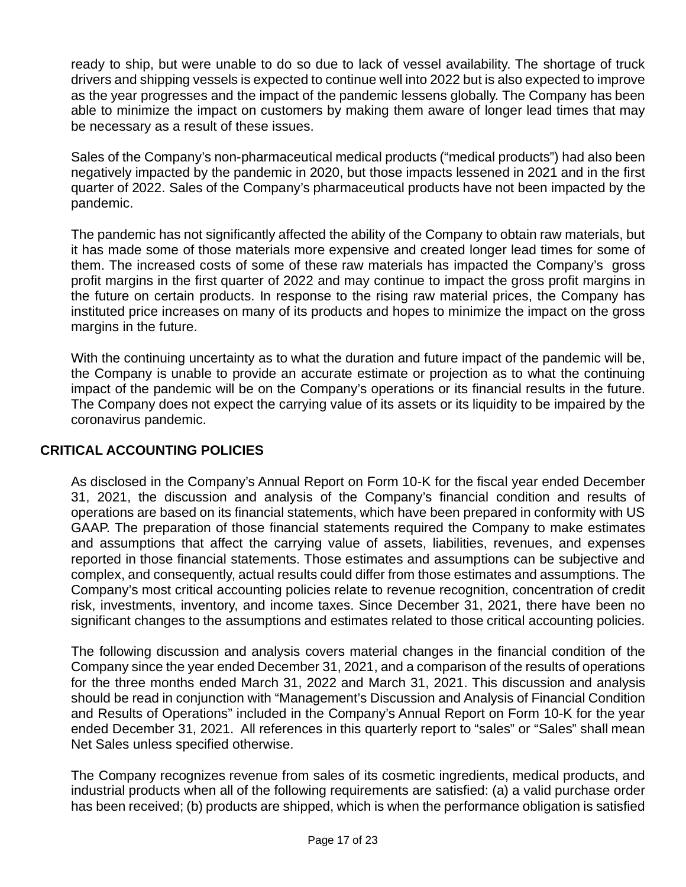ready to ship, but were unable to do so due to lack of vessel availability. The shortage of truck drivers and shipping vessels is expected to continue well into 2022 but is also expected to improve as the year progresses and the impact of the pandemic lessens globally. The Company has been able to minimize the impact on customers by making them aware of longer lead times that may be necessary as a result of these issues.

Sales of the Company's non-pharmaceutical medical products ("medical products") had also been negatively impacted by the pandemic in 2020, but those impacts lessened in 2021 and in the first quarter of 2022. Sales of the Company's pharmaceutical products have not been impacted by the pandemic.

The pandemic has not significantly affected the ability of the Company to obtain raw materials, but it has made some of those materials more expensive and created longer lead times for some of them. The increased costs of some of these raw materials has impacted the Company's gross profit margins in the first quarter of 2022 and may continue to impact the gross profit margins in the future on certain products. In response to the rising raw material prices, the Company has instituted price increases on many of its products and hopes to minimize the impact on the gross margins in the future.

With the continuing uncertainty as to what the duration and future impact of the pandemic will be, the Company is unable to provide an accurate estimate or projection as to what the continuing impact of the pandemic will be on the Company's operations or its financial results in the future. The Company does not expect the carrying value of its assets or its liquidity to be impaired by the coronavirus pandemic.

## CRITICAL ACCOUNTING POLICIES

As disclosed in the Company's Annual Report on Form 10-K for the fiscal year ended December 31, 2021, the discussion and analysis of the Company's financial condition and results of operations are based on its financial statements, which have been prepared in conformity with US GAAP. The preparation of those financial statements required the Company to make estimates and assumptions that affect the carrying value of assets, liabilities, revenues, and expenses reported in those financial statements. Those estimates and assumptions can be subjective and complex, and consequently, actual results could differ from those estimates and assumptions. The Company's most critical accounting policies relate to revenue recognition, concentration of credit risk, investments, inventory, and income taxes. Since December 31, 2021, there have been no significant changes to the assumptions and estimates related to those critical accounting policies.

The following discussion and analysis covers material changes in the financial condition of the Company since the year ended December 31, 2021, and a comparison of the results of operations for the three months ended March 31, 2022 and March 31, 2021. This discussion and analysis should be read in conjunction with "Management's Discussion and Analysis of Financial Condition and Results of Operations" included in the Company's Annual Report on Form 10-K for the year ended December 31, 2021. All references in this quarterly report to "sales" or "Sales" shall mean Net Sales unless specified otherwise.

The Company recognizes revenue from sales of its cosmetic ingredients, medical products, and industrial products when all of the following requirements are satisfied: (a) a valid purchase order has been received; (b) products are shipped, which is when the performance obligation is satisfied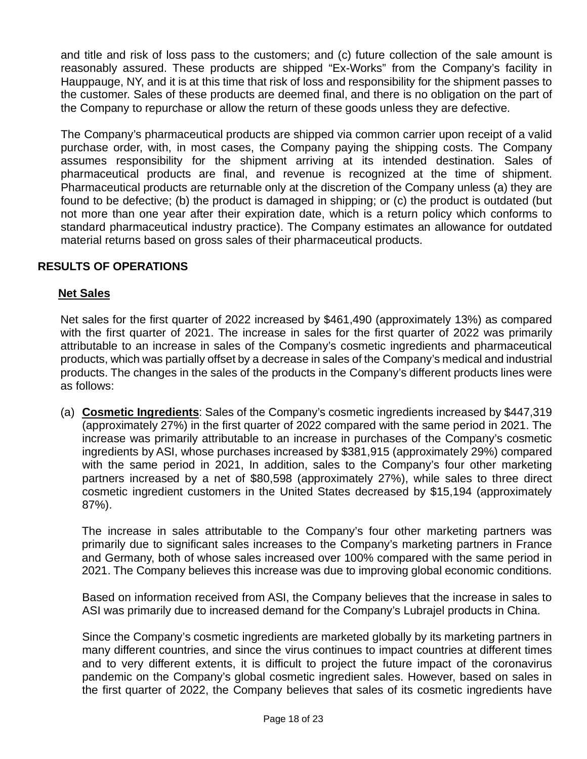and title and risk of loss pass to the customers; and (c) future collection of the sale amount is reasonably assured. These products are shipped "Ex-Works" from the Company's facility in Hauppauge, NY, and it is at this time that risk of loss and responsibility for the shipment passes to the customer. Sales of these products are deemed final, and there is no obligation on the part of the Company to repurchase or allow the return of these goods unless they are defective.

The Company's pharmaceutical products are shipped via common carrier upon receipt of a valid purchase order, with, in most cases, the Company paying the shipping costs. The Company assumes responsibility for the shipment arriving at its intended destination. Sales of pharmaceutical products are final, and revenue is recognized at the time of shipment. Pharmaceutical products are returnable only at the discretion of the Company unless (a) they are found to be defective; (b) the product is damaged in shipping; or (c) the product is outdated (but not more than one year after their expiration date, which is a return policy which conforms to standard pharmaceutical industry practice). The Company estimates an allowance for outdated material returns based on gross sales of their pharmaceutical products.

## RESULTS OF OPERATIONS

### Net Sales

Net sales for the first quarter of 2022 increased by $461,490 (approximately 13%) as compared with the first quarter of 2021. The increase in sales for the first quarter of 2022 was primarily attributable to an increase in sales of the Company's cosmetic ingredients and pharmaceutical products, which was partially offset by a decrease in sales of the Company's medical and industrial products. The changes in the sales of the products in the Company's different products lines were as follows:

(a) **Cosmetic Ingredients**: Sales of the Company's cosmetic ingredients increased by $447,319 (approximately 27%) in the first quarter of 2022 compared with the same period in 2021. The increase was primarily attributable to an increase in purchases of the Company's cosmetic ingredients by ASI, whose purchases increased by $381,915 (approximately 29%) compared with the same period in 2021, In addition, sales to the Company's four other marketing partners increased by a net of $80,598 (approximately 27%), while sales to three direct cosmetic ingredient customers in the United States decreased by $15,194 (approximately 87%).

The increase in sales attributable to the Company's four other marketing partners was primarily due to significant sales increases to the Company's marketing partners in France and Germany, both of whose sales increased over 100% compared with the same period in 2021. The Company believes this increase was due to improving global economic conditions.

Based on information received from ASI, the Company believes that the increase in sales to ASI was primarily due to increased demand for the Company's Lubrajel products in China.

Since the Company's cosmetic ingredients are marketed globally by its marketing partners in many different countries, and since the virus continues to impact countries at different times and to very different extents, it is difficult to project the future impact of the coronavirus pandemic on the Company's global cosmetic ingredient sales. However, based on sales in the first quarter of 2022, the Company believes that sales of its cosmetic ingredients have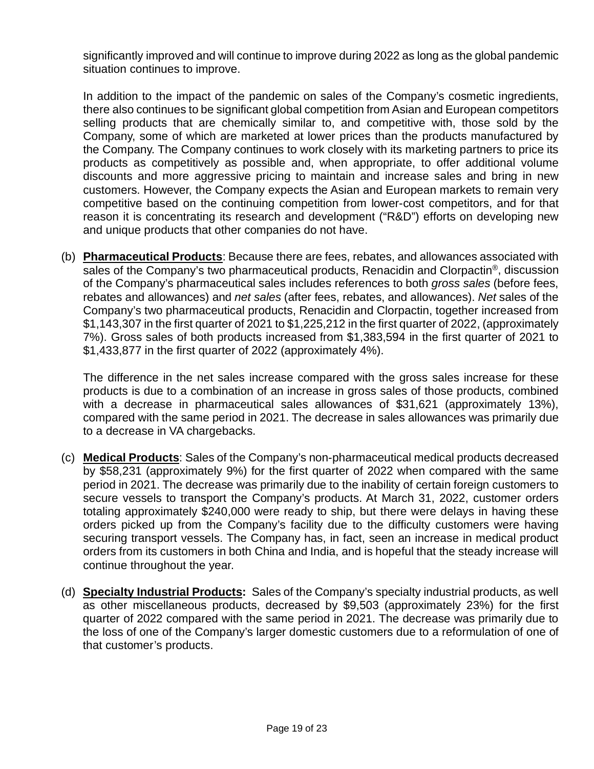significantly improved and will continue to improve during 2022 as long as the global pandemic situation continues to improve.

In addition to the impact of the pandemic on sales of the Company's cosmetic ingredients, there also continues to be significant global competition from Asian and European competitors selling products that are chemically similar to, and competitive with, those sold by the Company, some of which are marketed at lower prices than the products manufactured by the Company. The Company continues to work closely with its marketing partners to price its products as competitively as possible and, when appropriate, to offer additional volume discounts and more aggressive pricing to maintain and increase sales and bring in new customers. However, the Company expects the Asian and European markets to remain very competitive based on the continuing competition from lower-cost competitors, and for that reason it is concentrating its research and development ("R&D") efforts on developing new and unique products that other companies do not have.

(b) **Pharmaceutical Products**: Because there are fees, rebates, and allowances associated with sales of the Company's two pharmaceutical products, Renacidin and Clorpactin®, discussion of the Company's pharmaceutical sales includes references to both *gross sales* (before fees, rebates and allowances) and *net sales* (after fees, rebates, and allowances). *Net* sales of the Company's two pharmaceutical products, Renacidin and Clorpactin, together increased from $1,143,307 in the first quarter of 2021 to $1,225,212 in the first quarter of 2022, (approximately 7%). Gross sales of both products increased from $1,383,594 in the first quarter of 2021 to $1,433,877 in the first quarter of 2022 (approximately 4%).

The difference in the net sales increase compared with the gross sales increase for these products is due to a combination of an increase in gross sales of those products, combined with a decrease in pharmaceutical sales allowances of $31,621 (approximately 13%), compared with the same period in 2021. The decrease in sales allowances was primarily due to a decrease in VA chargebacks.

(c) **Medical Products**: Sales of the Company's non-pharmaceutical medical products decreased by $58,231 (approximately 9%) for the first quarter of 2022 when compared with the same period in 2021. The decrease was primarily due to the inability of certain foreign customers to secure vessels to transport the Company's products. At March 31, 2022, customer orders totaling approximately $240,000 were ready to ship, but there were delays in having these orders picked up from the Company's facility due to the difficulty customers were having securing transport vessels. The Company has, in fact, seen an increase in medical product orders from its customers in both China and India, and is hopeful that the steady increase will continue throughout the year.

(d) **Specialty Industrial Products:** Sales of the Company's specialty industrial products, as well as other miscellaneous products, decreased by $9,503 (approximately 23%) for the first quarter of 2022 compared with the same period in 2021. The decrease was primarily due to the loss of one of the Company's larger domestic customers due to a reformulation of one of that customer's products.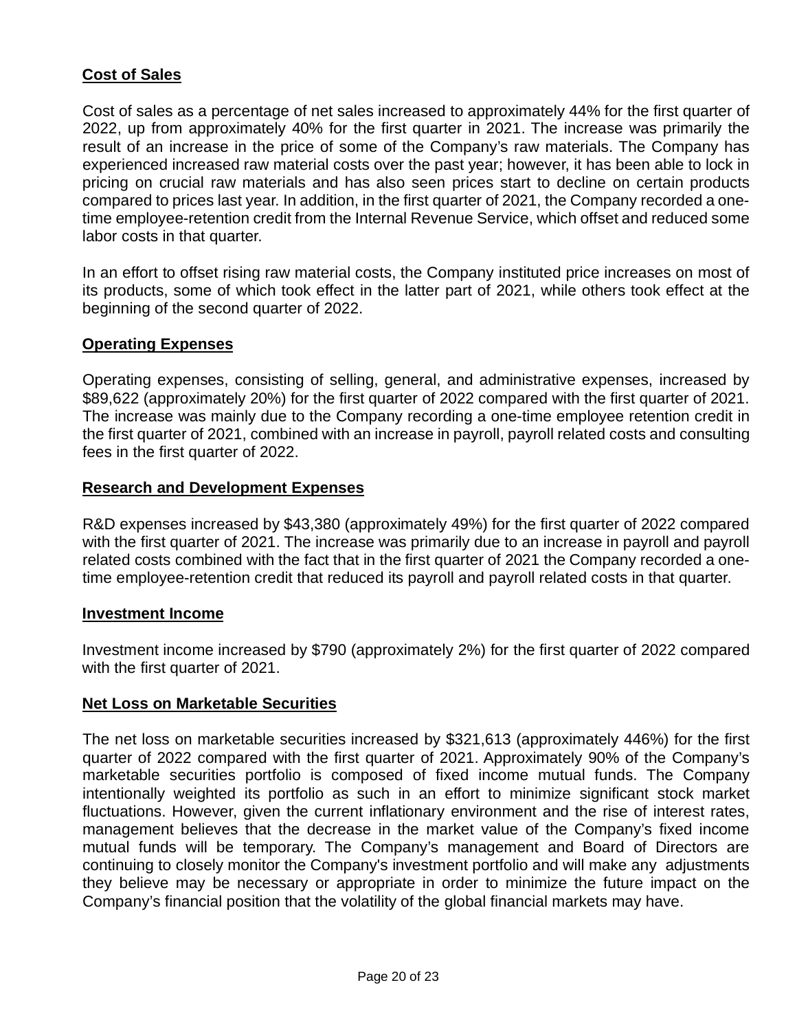**Cost of Sales**

Cost of sales as a percentage of net sales increased to approximately 44% for the first quarter of 2022, up from approximately 40% for the first quarter in 2021. The increase was primarily the result of an increase in the price of some of the Company's raw materials. The Company has experienced increased raw material costs over the past year; however, it has been able to lock in pricing on crucial raw materials and has also seen prices start to decline on certain products compared to prices last year. In addition, in the first quarter of 2021, the Company recorded a one-time employee-retention credit from the Internal Revenue Service, which offset and reduced some labor costs in that quarter.

In an effort to offset rising raw material costs, the Company instituted price increases on most of its products, some of which took effect in the latter part of 2021, while others took effect at the beginning of the second quarter of 2022.

**Operating Expenses**

Operating expenses, consisting of selling, general, and administrative expenses, increased by $89,622 (approximately 20%) for the first quarter of 2022 compared with the first quarter of 2021. The increase was mainly due to the Company recording a one-time employee retention credit in the first quarter of 2021, combined with an increase in payroll, payroll related costs and consulting fees in the first quarter of 2022.

**Research and Development Expenses**

R&D expenses increased by $43,380 (approximately 49%) for the first quarter of 2022 compared with the first quarter of 2021. The increase was primarily due to an increase in payroll and payroll related costs combined with the fact that in the first quarter of 2021 the Company recorded a one-time employee-retention credit that reduced its payroll and payroll related costs in that quarter.

**Investment Income**

Investment income increased by $790 (approximately 2%) for the first quarter of 2022 compared with the first quarter of 2021.

**Net Loss on Marketable Securities**

The net loss on marketable securities increased by $321,613 (approximately 446%) for the first quarter of 2022 compared with the first quarter of 2021. Approximately 90% of the Company's marketable securities portfolio is composed of fixed income mutual funds. The Company intentionally weighted its portfolio as such in an effort to minimize significant stock market fluctuations. However, given the current inflationary environment and the rise of interest rates, management believes that the decrease in the market value of the Company's fixed income mutual funds will be temporary. The Company's management and Board of Directors are continuing to closely monitor the Company's investment portfolio and will make any adjustments they believe may be necessary or appropriate in order to minimize the future impact on the Company's financial position that the volatility of the global financial markets may have.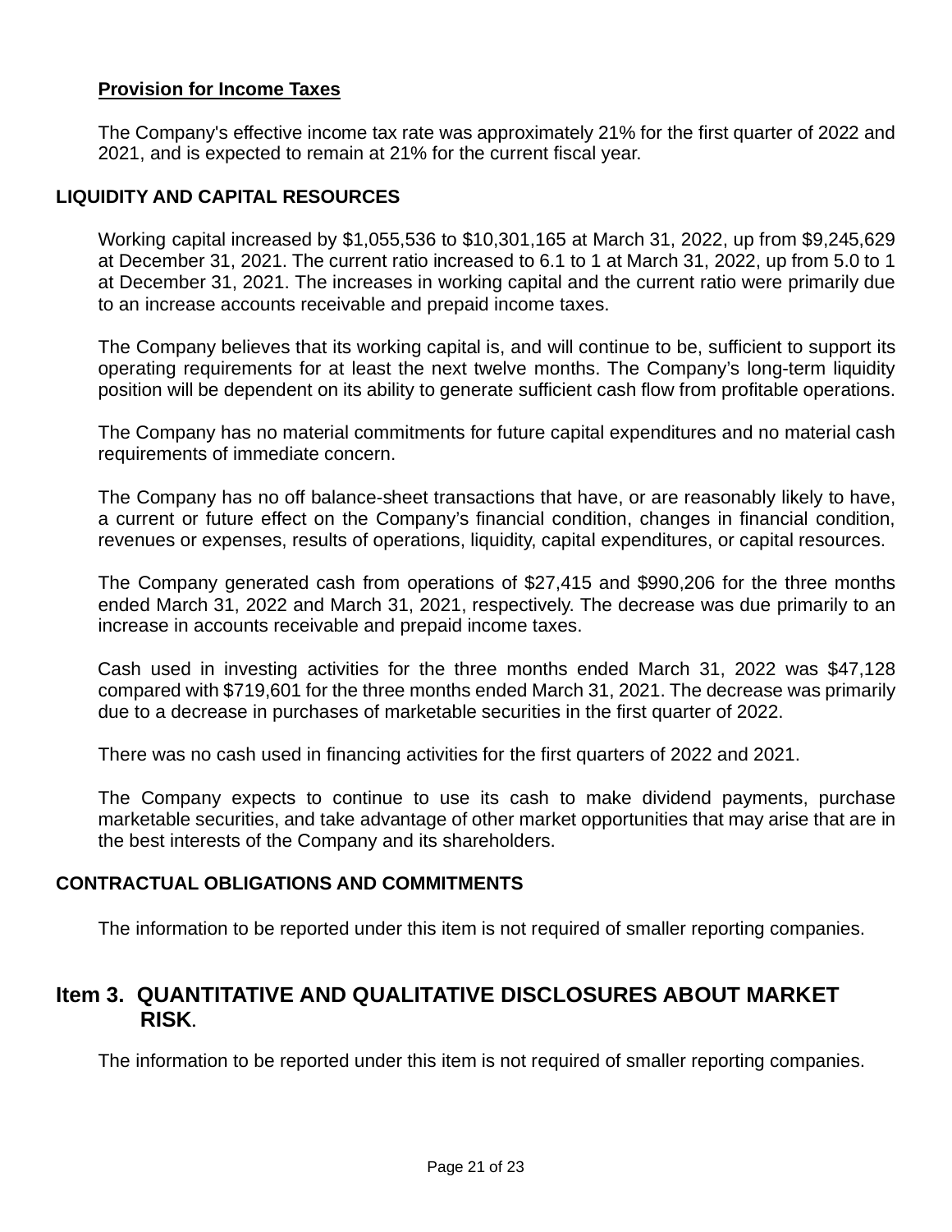**Provision for Income Taxes**

The Company's effective income tax rate was approximately 21% for the first quarter of 2022 and 2021, and is expected to remain at 21% for the current fiscal year.

## LIQUIDITY AND CAPITAL RESOURCES

Working capital increased by $1,055,536 to $10,301,165 at March 31, 2022, up from $9,245,629 at December 31, 2021. The current ratio increased to 6.1 to 1 at March 31, 2022, up from 5.0 to 1 at December 31, 2021. The increases in working capital and the current ratio were primarily due to an increase accounts receivable and prepaid income taxes.

The Company believes that its working capital is, and will continue to be, sufficient to support its operating requirements for at least the next twelve months. The Company's long-term liquidity position will be dependent on its ability to generate sufficient cash flow from profitable operations.

The Company has no material commitments for future capital expenditures and no material cash requirements of immediate concern.

The Company has no off balance-sheet transactions that have, or are reasonably likely to have, a current or future effect on the Company's financial condition, changes in financial condition, revenues or expenses, results of operations, liquidity, capital expenditures, or capital resources.

The Company generated cash from operations of $27,415 and $990,206 for the three months ended March 31, 2022 and March 31, 2021, respectively. The decrease was due primarily to an increase in accounts receivable and prepaid income taxes.

Cash used in investing activities for the three months ended March 31, 2022 was $47,128 compared with $719,601 for the three months ended March 31, 2021. The decrease was primarily due to a decrease in purchases of marketable securities in the first quarter of 2022.

There was no cash used in financing activities for the first quarters of 2022 and 2021.

The Company expects to continue to use its cash to make dividend payments, purchase marketable securities, and take advantage of other market opportunities that may arise that are in the best interests of the Company and its shareholders.

## CONTRACTUAL OBLIGATIONS AND COMMITMENTS

The information to be reported under this item is not required of smaller reporting companies.

# Item 3. QUANTITATIVE AND QUALITATIVE DISCLOSURES ABOUT MARKET RISK.

The information to be reported under this item is not required of smaller reporting companies.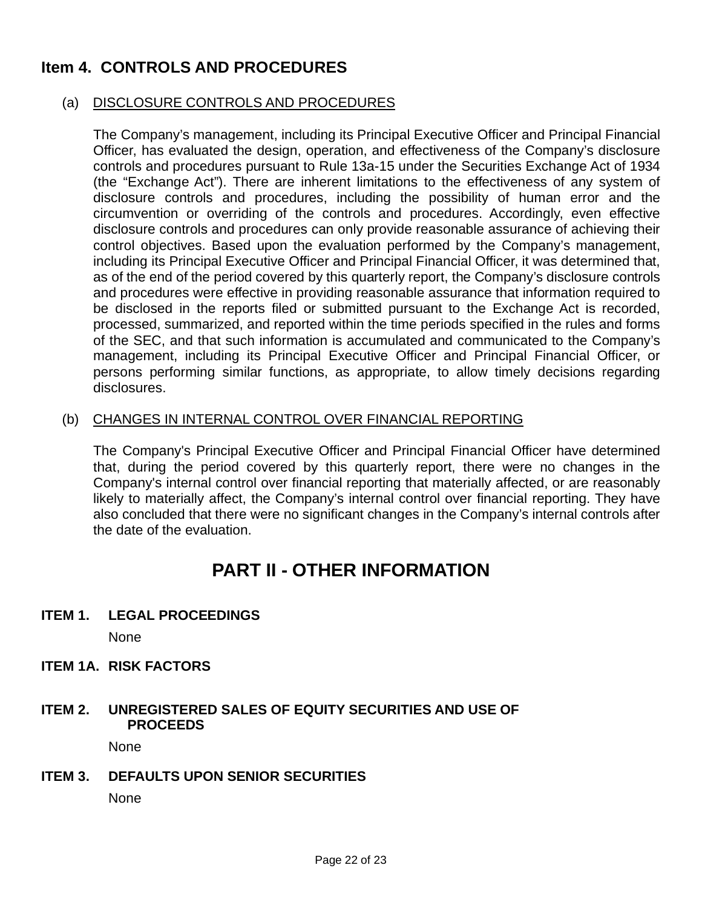## Item 4. CONTROLS AND PROCEDURES

(a) DISCLOSURE CONTROLS AND PROCEDURES

The Company's management, including its Principal Executive Officer and Principal Financial Officer, has evaluated the design, operation, and effectiveness of the Company's disclosure controls and procedures pursuant to Rule 13a-15 under the Securities Exchange Act of 1934 (the "Exchange Act"). There are inherent limitations to the effectiveness of any system of disclosure controls and procedures, including the possibility of human error and the circumvention or overriding of the controls and procedures. Accordingly, even effective disclosure controls and procedures can only provide reasonable assurance of achieving their control objectives. Based upon the evaluation performed by the Company's management, including its Principal Executive Officer and Principal Financial Officer, it was determined that, as of the end of the period covered by this quarterly report, the Company's disclosure controls and procedures were effective in providing reasonable assurance that information required to be disclosed in the reports filed or submitted pursuant to the Exchange Act is recorded, processed, summarized, and reported within the time periods specified in the rules and forms of the SEC, and that such information is accumulated and communicated to the Company's management, including its Principal Executive Officer and Principal Financial Officer, or persons performing similar functions, as appropriate, to allow timely decisions regarding disclosures.

(b) CHANGES IN INTERNAL CONTROL OVER FINANCIAL REPORTING

The Company's Principal Executive Officer and Principal Financial Officer have determined that, during the period covered by this quarterly report, there were no changes in the Company's internal control over financial reporting that materially affected, or are reasonably likely to materially affect, the Company's internal control over financial reporting. They have also concluded that there were no significant changes in the Company's internal controls after the date of the evaluation.

# PART II - OTHER INFORMATION

**ITEM 1. LEGAL PROCEEDINGS**

None

**ITEM 1A. RISK FACTORS**

**ITEM 2. UNREGISTERED SALES OF EQUITY SECURITIES AND USE OF PROCEEDS**

None

**ITEM 3. DEFAULTS UPON SENIOR SECURITIES**

None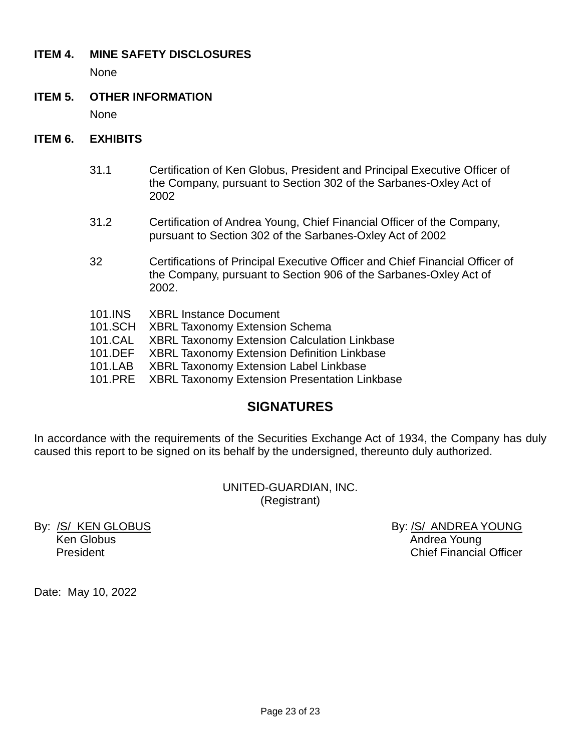**ITEM 4. MINE SAFETY DISCLOSURES**

None

**ITEM 5. OTHER INFORMATION**

None

**ITEM 6. EXHIBITS**

| | |
|---|---|
| 31.1 | Certification of Ken Globus, President and Principal Executive Officer of the Company, pursuant to Section 302 of the Sarbanes-Oxley Act of 2002 |
| 31.2 | Certification of Andrea Young, Chief Financial Officer of the Company, pursuant to Section 302 of the Sarbanes-Oxley Act of 2002 |
| 32 | Certifications of Principal Executive Officer and Chief Financial Officer of the Company, pursuant to Section 906 of the Sarbanes-Oxley Act of 2002. |
| 101.INS | XBRL Instance Document |
| 101.SCH | XBRL Taxonomy Extension Schema |
| 101.CAL | XBRL Taxonomy Extension Calculation Linkbase |
| 101.DEF | XBRL Taxonomy Extension Definition Linkbase |
| 101.LAB | XBRL Taxonomy Extension Label Linkbase |
| 101.PRE | XBRL Taxonomy Extension Presentation Linkbase |

## SIGNATURES

In accordance with the requirements of the Securities Exchange Act of 1934, the Company has duly caused this report to be signed on its behalf by the undersigned, thereunto duly authorized.

UNITED-GUARDIAN, INC.
(Registrant)

By: /S/ KEN GLOBUS
Ken Globus
President

By: /S/ ANDREA YOUNG
Andrea Young
Chief Financial Officer

Date: May 10, 2022